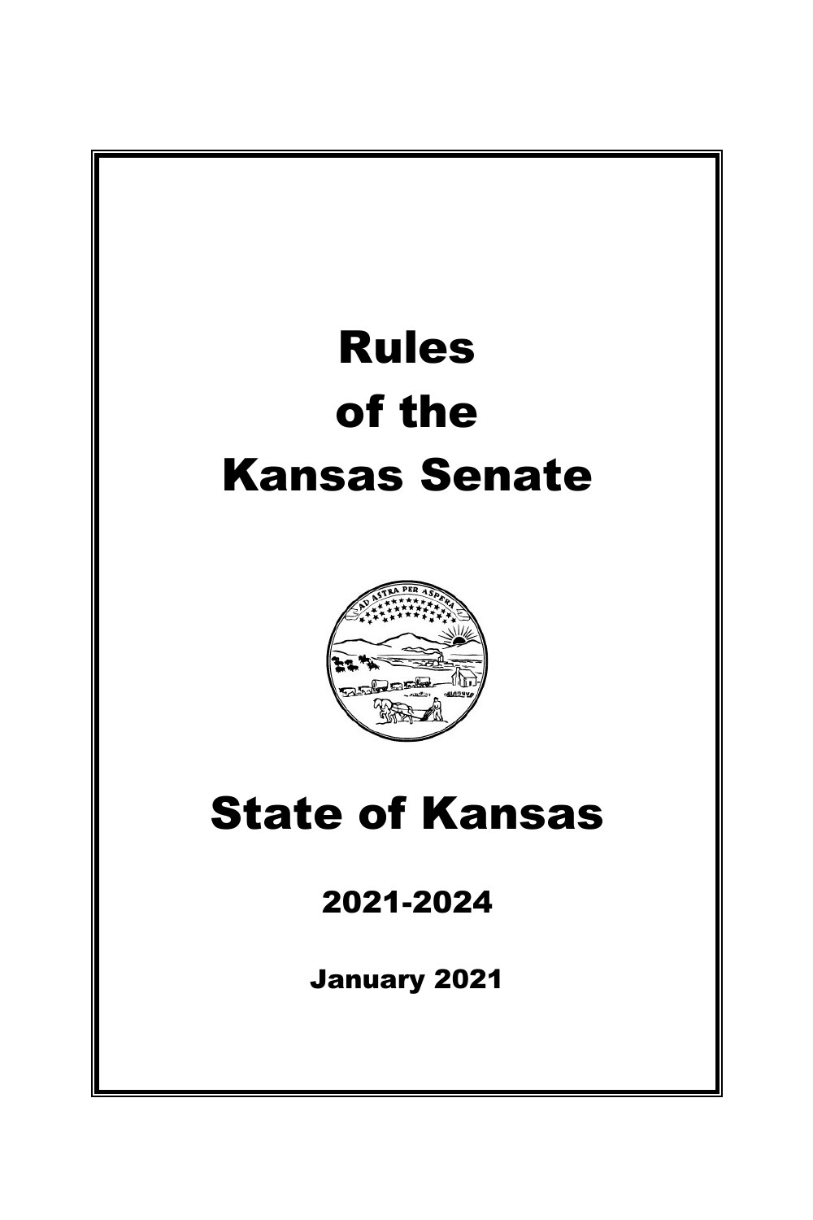# Rules of the Kansas Senate

# State of Kansas

## 2021-2024

### January 2021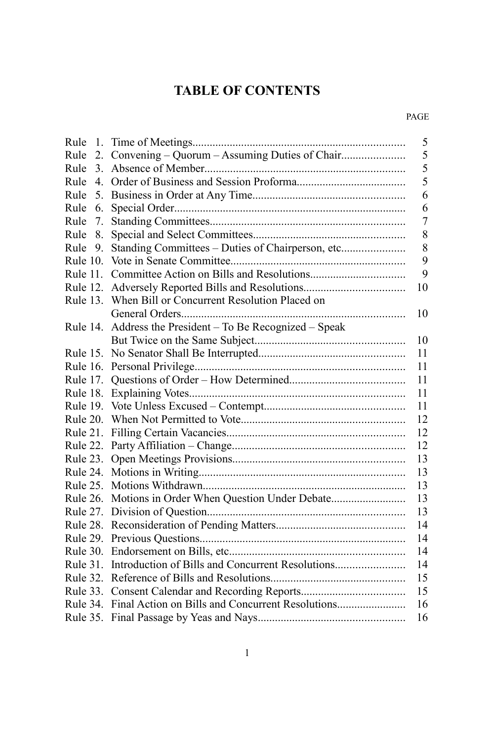# TABLE OF CONTENTS

| | | PAGE |
|---|---|---|
| Rule 1. | Time of Meetings | 5 |
| Rule 2. | Convening – Quorum – Assuming Duties of Chair | 5 |
| Rule 3. | Absence of Member | 5 |
| Rule 4. | Order of Business and Session Proforma | 5 |
| Rule 5. | Business in Order at Any Time | 6 |
| Rule 6. | Special Order | 6 |
| Rule 7. | Standing Committees | 7 |
| Rule 8. | Special and Select Committees | 8 |
| Rule 9. | Standing Committees – Duties of Chairperson, etc | 8 |
| Rule 10. | Vote in Senate Committee | 9 |
| Rule 11. | Committee Action on Bills and Resolutions | 9 |
| Rule 12. | Adversely Reported Bills and Resolutions | 10 |
| Rule 13. | When Bill or Concurrent Resolution Placed on General Orders | 10 |
| Rule 14. | Address the President – To Be Recognized – Speak But Twice on the Same Subject | 10 |
| Rule 15. | No Senator Shall Be Interrupted | 11 |
| Rule 16. | Personal Privilege | 11 |
| Rule 17. | Questions of Order – How Determined | 11 |
| Rule 18. | Explaining Votes | 11 |
| Rule 19. | Vote Unless Excused – Contempt | 11 |
| Rule 20. | When Not Permitted to Vote | 12 |
| Rule 21. | Filling Certain Vacancies | 12 |
| Rule 22. | Party Affiliation – Change | 12 |
| Rule 23. | Open Meetings Provisions | 13 |
| Rule 24. | Motions in Writing | 13 |
| Rule 25. | Motions Withdrawn | 13 |
| Rule 26. | Motions in Order When Question Under Debate | 13 |
| Rule 27. | Division of Question | 13 |
| Rule 28. | Reconsideration of Pending Matters | 14 |
| Rule 29. | Previous Questions | 14 |
| Rule 30. | Endorsement on Bills, etc | 14 |
| Rule 31. | Introduction of Bills and Concurrent Resolutions | 14 |
| Rule 32. | Reference of Bills and Resolutions | 15 |
| Rule 33. | Consent Calendar and Recording Reports | 15 |
| Rule 34. | Final Action on Bills and Concurrent Resolutions | 16 |
| Rule 35. | Final Passage by Yeas and Nays | 16 |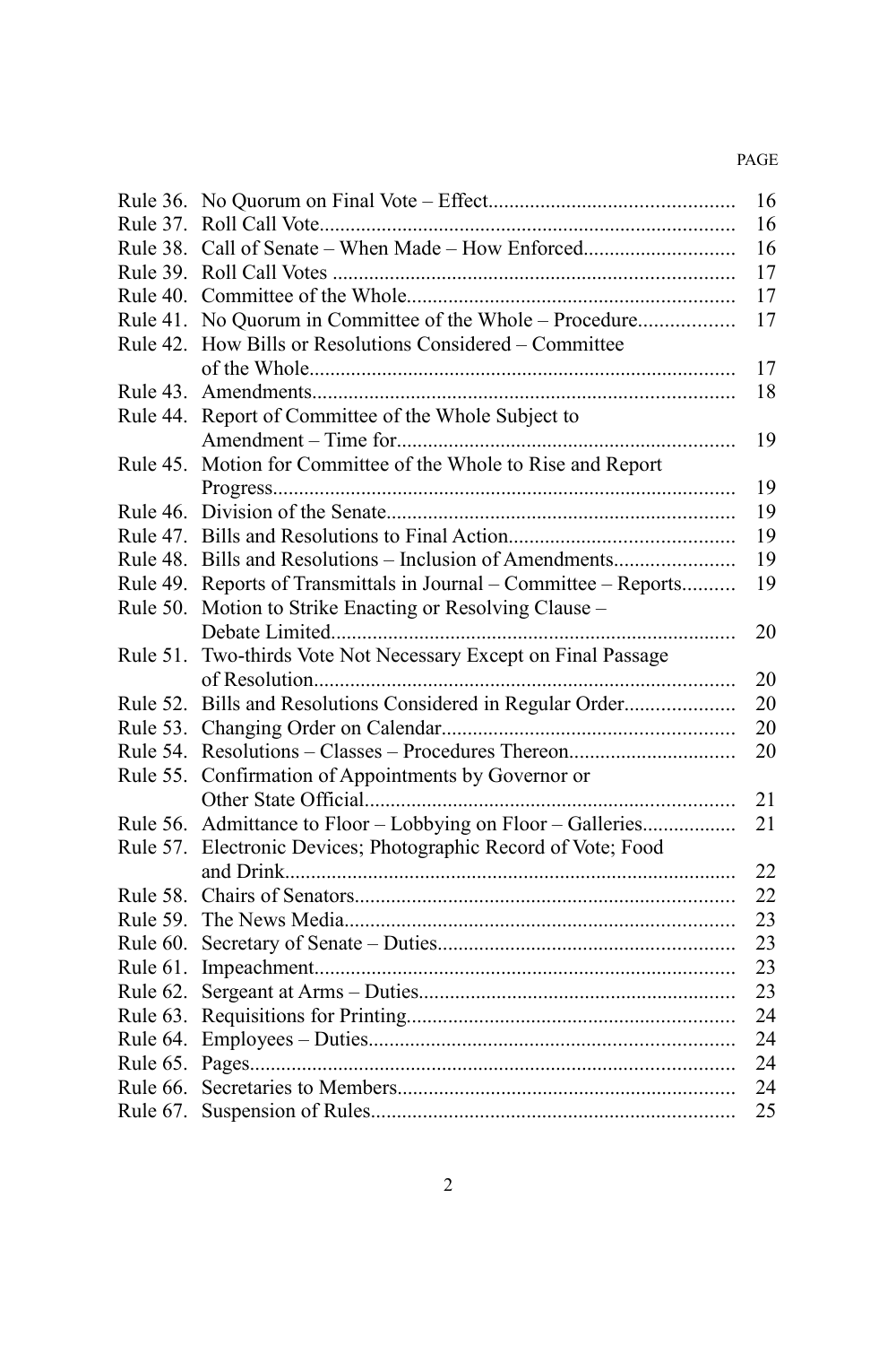| | | PAGE |
|---|---|---|
| Rule 36. | No Quorum on Final Vote – Effect | 16 |
| Rule 37. | Roll Call Vote | 16 |
| Rule 38. | Call of Senate – When Made – How Enforced | 16 |
| Rule 39. | Roll Call Votes | 17 |
| Rule 40. | Committee of the Whole | 17 |
| Rule 41. | No Quorum in Committee of the Whole – Procedure | 17 |
| Rule 42. | How Bills or Resolutions Considered – Committee of the Whole | 17 |
| Rule 43. | Amendments | 18 |
| Rule 44. | Report of Committee of the Whole Subject to Amendment – Time for | 19 |
| Rule 45. | Motion for Committee of the Whole to Rise and Report Progress | 19 |
| Rule 46. | Division of the Senate | 19 |
| Rule 47. | Bills and Resolutions to Final Action | 19 |
| Rule 48. | Bills and Resolutions – Inclusion of Amendments | 19 |
| Rule 49. | Reports of Transmittals in Journal – Committee – Reports | 19 |
| Rule 50. | Motion to Strike Enacting or Resolving Clause – Debate Limited | 20 |
| Rule 51. | Two-thirds Vote Not Necessary Except on Final Passage of Resolution | 20 |
| Rule 52. | Bills and Resolutions Considered in Regular Order | 20 |
| Rule 53. | Changing Order on Calendar | 20 |
| Rule 54. | Resolutions – Classes – Procedures Thereon | 20 |
| Rule 55. | Confirmation of Appointments by Governor or Other State Official | 21 |
| Rule 56. | Admittance to Floor – Lobbying on Floor – Galleries | 21 |
| Rule 57. | Electronic Devices; Photographic Record of Vote; Food and Drink | 22 |
| Rule 58. | Chairs of Senators | 22 |
| Rule 59. | The News Media | 23 |
| Rule 60. | Secretary of Senate – Duties | 23 |
| Rule 61. | Impeachment | 23 |
| Rule 62. | Sergeant at Arms – Duties | 23 |
| Rule 63. | Requisitions for Printing | 24 |
| Rule 64. | Employees – Duties | 24 |
| Rule 65. | Pages | 24 |
| Rule 66. | Secretaries to Members | 24 |
| Rule 67. | Suspension of Rules | 25 |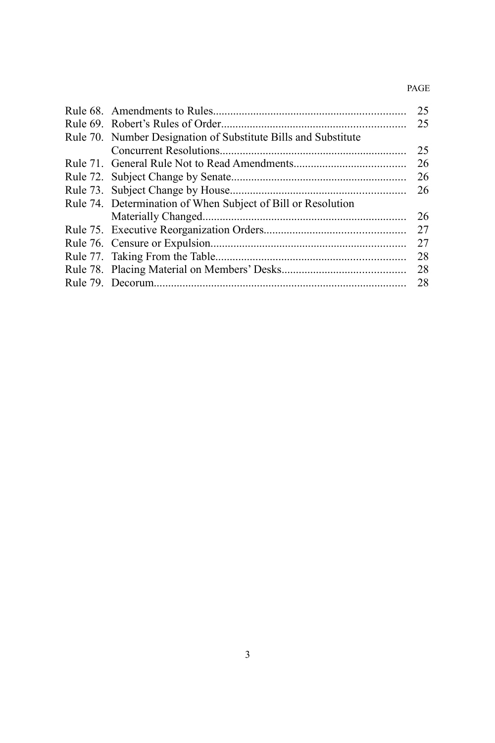| | PAGE |
|---|---|
| Rule 68. Amendments to Rules | 25 |
| Rule 69. Robert's Rules of Order | 25 |
| Rule 70. Number Designation of Substitute Bills and Substitute Concurrent Resolutions | 25 |
| Rule 71. General Rule Not to Read Amendments | 26 |
| Rule 72. Subject Change by Senate | 26 |
| Rule 73. Subject Change by House | 26 |
| Rule 74. Determination of When Subject of Bill or Resolution Materially Changed | 26 |
| Rule 75. Executive Reorganization Orders | 27 |
| Rule 76. Censure or Expulsion | 27 |
| Rule 77. Taking From the Table | 28 |
| Rule 78. Placing Material on Members' Desks | 28 |
| Rule 79. Decorum | 28 |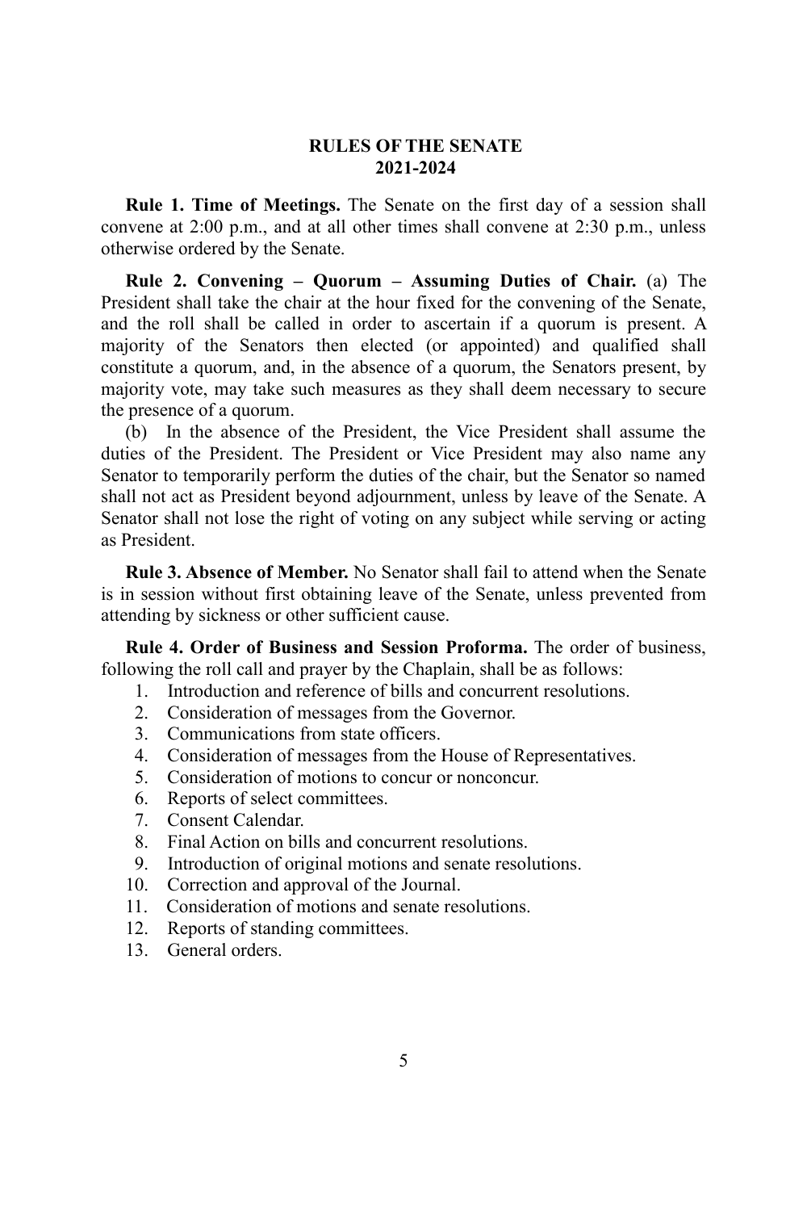# RULES OF THE SENATE 2021-2024

**Rule 1. Time of Meetings.** The Senate on the first day of a session shall convene at 2:00 p.m., and at all other times shall convene at 2:30 p.m., unless otherwise ordered by the Senate.

**Rule 2. Convening – Quorum – Assuming Duties of Chair.** (a) The President shall take the chair at the hour fixed for the convening of the Senate, and the roll shall be called in order to ascertain if a quorum is present. A majority of the Senators then elected (or appointed) and qualified shall constitute a quorum, and, in the absence of a quorum, the Senators present, by majority vote, may take such measures as they shall deem necessary to secure the presence of a quorum.

(b) In the absence of the President, the Vice President shall assume the duties of the President. The President or Vice President may also name any Senator to temporarily perform the duties of the chair, but the Senator so named shall not act as President beyond adjournment, unless by leave of the Senate. A Senator shall not lose the right of voting on any subject while serving or acting as President.

**Rule 3. Absence of Member.** No Senator shall fail to attend when the Senate is in session without first obtaining leave of the Senate, unless prevented from attending by sickness or other sufficient cause.

**Rule 4. Order of Business and Session Proforma.** The order of business, following the roll call and prayer by the Chaplain, shall be as follows:

1. Introduction and reference of bills and concurrent resolutions.
2. Consideration of messages from the Governor.
3. Communications from state officers.
4. Consideration of messages from the House of Representatives.
5. Consideration of motions to concur or nonconcur.
6. Reports of select committees.
7. Consent Calendar.
8. Final Action on bills and concurrent resolutions.
9. Introduction of original motions and senate resolutions.
10. Correction and approval of the Journal.
11. Consideration of motions and senate resolutions.
12. Reports of standing committees.
13. General orders.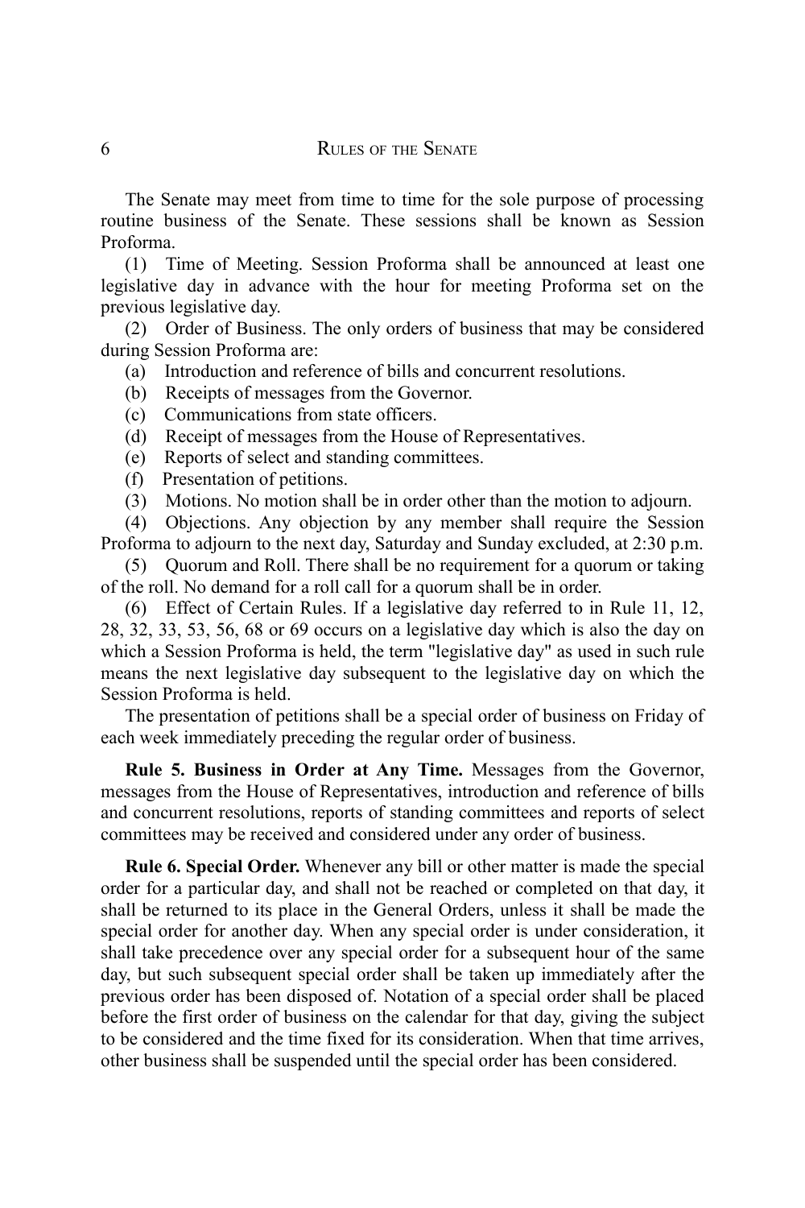The Senate may meet from time to time for the sole purpose of processing routine business of the Senate. These sessions shall be known as Session Proforma.

(1) Time of Meeting. Session Proforma shall be announced at least one legislative day in advance with the hour for meeting Proforma set on the previous legislative day.

(2) Order of Business. The only orders of business that may be considered during Session Proforma are:

(a) Introduction and reference of bills and concurrent resolutions.

(b) Receipts of messages from the Governor.

(c) Communications from state officers.

(d) Receipt of messages from the House of Representatives.

(e) Reports of select and standing committees.

(f) Presentation of petitions.

(3) Motions. No motion shall be in order other than the motion to adjourn.

(4) Objections. Any objection by any member shall require the Session Proforma to adjourn to the next day, Saturday and Sunday excluded, at 2:30 p.m.

(5) Quorum and Roll. There shall be no requirement for a quorum or taking of the roll. No demand for a roll call for a quorum shall be in order.

(6) Effect of Certain Rules. If a legislative day referred to in Rule 11, 12, 28, 32, 33, 53, 56, 68 or 69 occurs on a legislative day which is also the day on which a Session Proforma is held, the term "legislative day" as used in such rule means the next legislative day subsequent to the legislative day on which the Session Proforma is held.

The presentation of petitions shall be a special order of business on Friday of each week immediately preceding the regular order of business.

**Rule 5. Business in Order at Any Time.** Messages from the Governor, messages from the House of Representatives, introduction and reference of bills and concurrent resolutions, reports of standing committees and reports of select committees may be received and considered under any order of business.

**Rule 6. Special Order.** Whenever any bill or other matter is made the special order for a particular day, and shall not be reached or completed on that day, it shall be returned to its place in the General Orders, unless it shall be made the special order for another day. When any special order is under consideration, it shall take precedence over any special order for a subsequent hour of the same day, but such subsequent special order shall be taken up immediately after the previous order has been disposed of. Notation of a special order shall be placed before the first order of business on the calendar for that day, giving the subject to be considered and the time fixed for its consideration. When that time arrives, other business shall be suspended until the special order has been considered.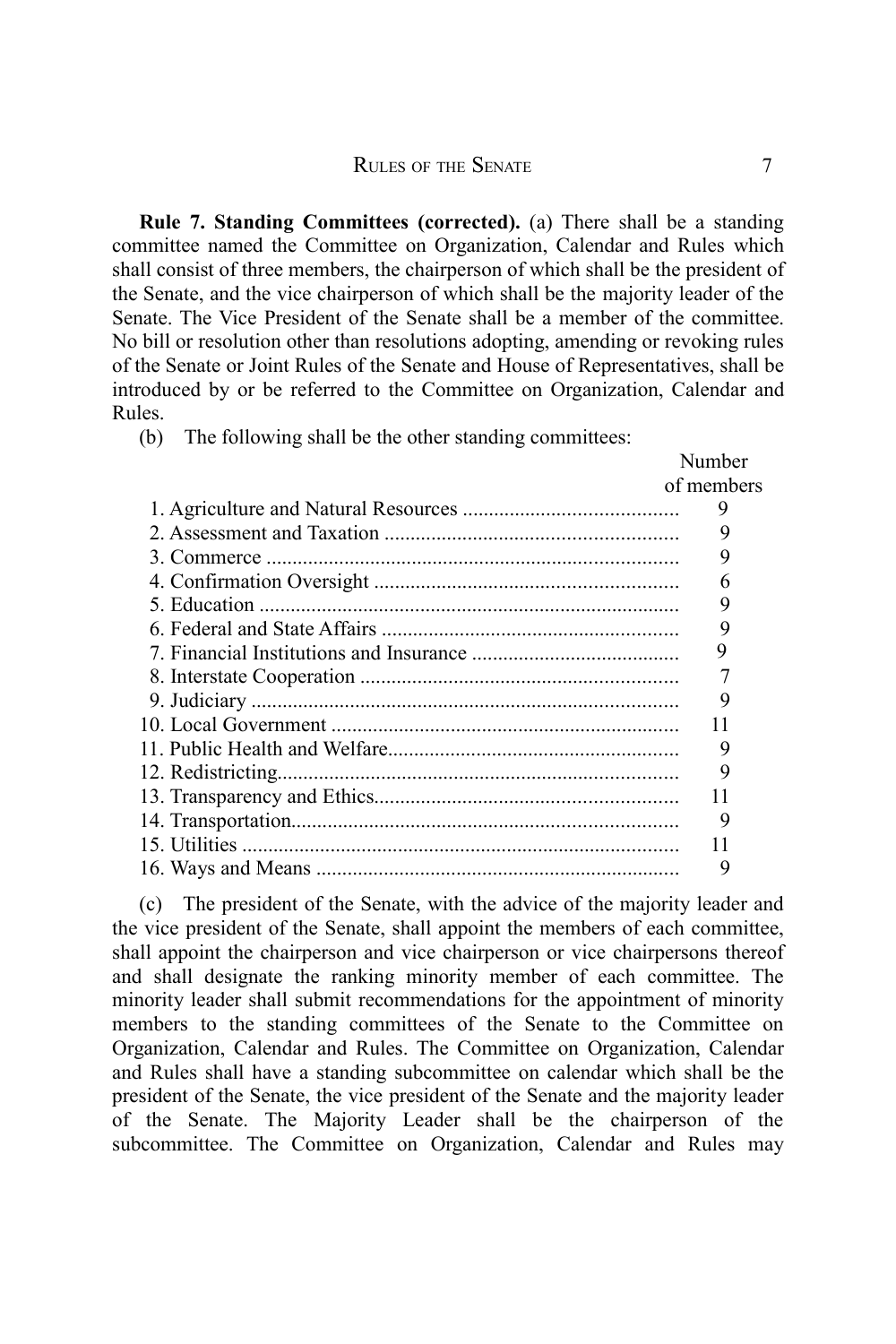**Rule 7. Standing Committees (corrected).** (a) There shall be a standing committee named the Committee on Organization, Calendar and Rules which shall consist of three members, the chairperson of which shall be the president of the Senate, and the vice chairperson of which shall be the majority leader of the Senate. The Vice President of the Senate shall be a member of the committee. No bill or resolution other than resolutions adopting, amending or revoking rules of the Senate or Joint Rules of the Senate and House of Representatives, shall be introduced by or be referred to the Committee on Organization, Calendar and Rules.

(b) The following shall be the other standing committees:

| | Number of members |
|---|---|
| 1. Agriculture and Natural Resources | 9 |
| 2. Assessment and Taxation | 9 |
| 3. Commerce | 9 |
| 4. Confirmation Oversight | 6 |
| 5. Education | 9 |
| 6. Federal and State Affairs | 9 |
| 7. Financial Institutions and Insurance | 9 |
| 8. Interstate Cooperation | 7 |
| 9. Judiciary | 9 |
| 10. Local Government | 11 |
| 11. Public Health and Welfare | 9 |
| 12. Redistricting | 9 |
| 13. Transparency and Ethics | 11 |
| 14. Transportation | 9 |
| 15. Utilities | 11 |
| 16. Ways and Means | 9 |

(c) The president of the Senate, with the advice of the majority leader and the vice president of the Senate, shall appoint the members of each committee, shall appoint the chairperson and vice chairperson or vice chairpersons thereof and shall designate the ranking minority member of each committee. The minority leader shall submit recommendations for the appointment of minority members to the standing committees of the Senate to the Committee on Organization, Calendar and Rules. The Committee on Organization, Calendar and Rules shall have a standing subcommittee on calendar which shall be the president of the Senate, the vice president of the Senate and the majority leader of the Senate. The Majority Leader shall be the chairperson of the subcommittee. The Committee on Organization, Calendar and Rules may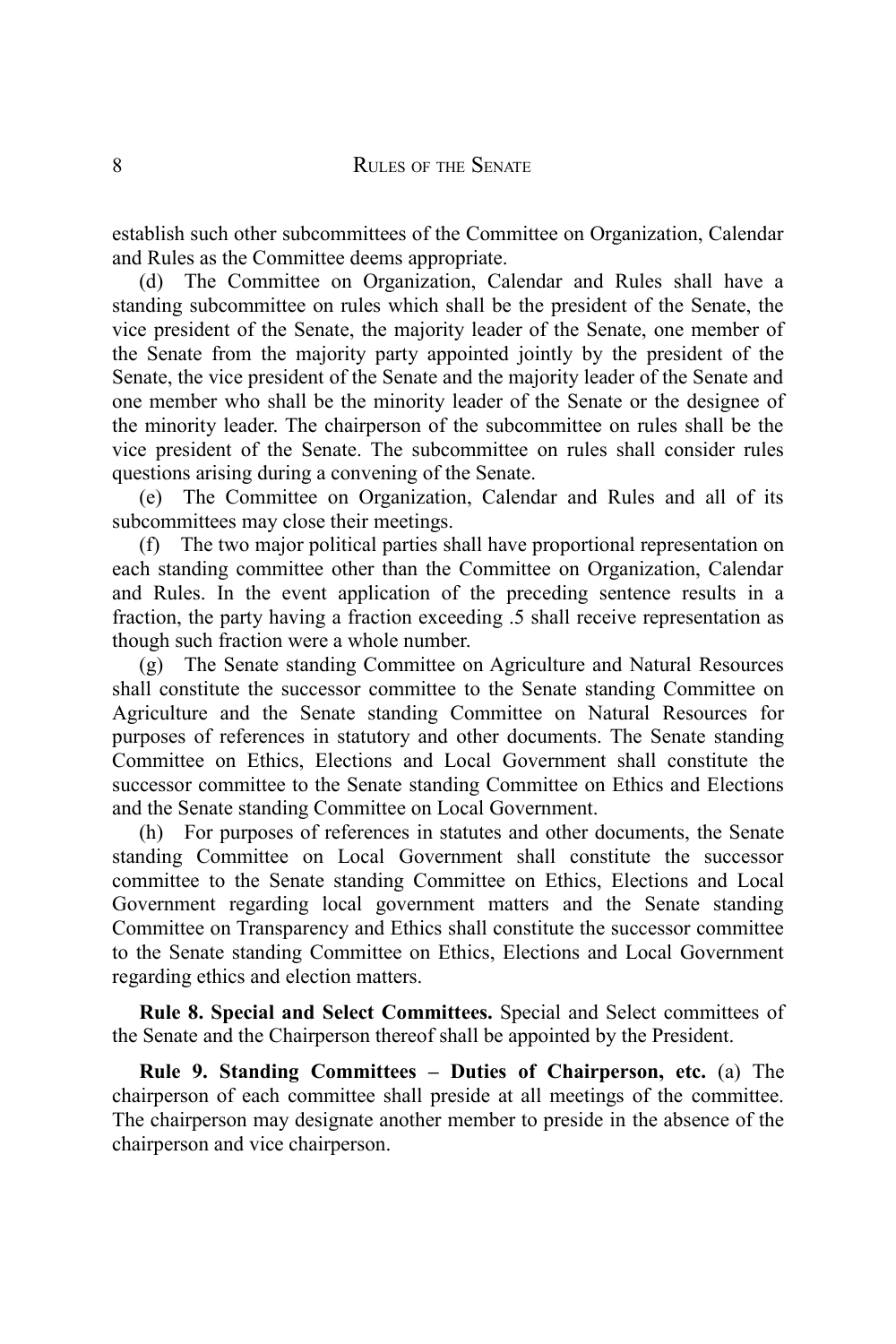establish such other subcommittees of the Committee on Organization, Calendar and Rules as the Committee deems appropriate.

(d) The Committee on Organization, Calendar and Rules shall have a standing subcommittee on rules which shall be the president of the Senate, the vice president of the Senate, the majority leader of the Senate, one member of the Senate from the majority party appointed jointly by the president of the Senate, the vice president of the Senate and the majority leader of the Senate and one member who shall be the minority leader of the Senate or the designee of the minority leader. The chairperson of the subcommittee on rules shall be the vice president of the Senate. The subcommittee on rules shall consider rules questions arising during a convening of the Senate.

(e) The Committee on Organization, Calendar and Rules and all of its subcommittees may close their meetings.

(f) The two major political parties shall have proportional representation on each standing committee other than the Committee on Organization, Calendar and Rules. In the event application of the preceding sentence results in a fraction, the party having a fraction exceeding .5 shall receive representation as though such fraction were a whole number.

(g) The Senate standing Committee on Agriculture and Natural Resources shall constitute the successor committee to the Senate standing Committee on Agriculture and the Senate standing Committee on Natural Resources for purposes of references in statutory and other documents. The Senate standing Committee on Ethics, Elections and Local Government shall constitute the successor committee to the Senate standing Committee on Ethics and Elections and the Senate standing Committee on Local Government.

(h) For purposes of references in statutes and other documents, the Senate standing Committee on Local Government shall constitute the successor committee to the Senate standing Committee on Ethics, Elections and Local Government regarding local government matters and the Senate standing Committee on Transparency and Ethics shall constitute the successor committee to the Senate standing Committee on Ethics, Elections and Local Government regarding ethics and election matters.

**Rule 8. Special and Select Committees.** Special and Select committees of the Senate and the Chairperson thereof shall be appointed by the President.

**Rule 9. Standing Committees – Duties of Chairperson, etc.** (a) The chairperson of each committee shall preside at all meetings of the committee. The chairperson may designate another member to preside in the absence of the chairperson and vice chairperson.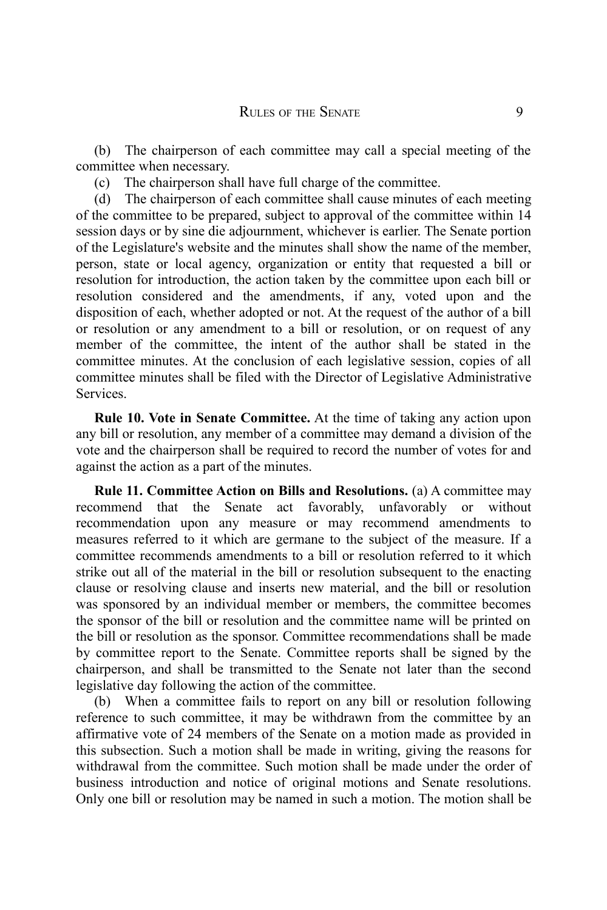(b) The chairperson of each committee may call a special meeting of the committee when necessary.

(c) The chairperson shall have full charge of the committee.

(d) The chairperson of each committee shall cause minutes of each meeting of the committee to be prepared, subject to approval of the committee within 14 session days or by sine die adjournment, whichever is earlier. The Senate portion of the Legislature's website and the minutes shall show the name of the member, person, state or local agency, organization or entity that requested a bill or resolution for introduction, the action taken by the committee upon each bill or resolution considered and the amendments, if any, voted upon and the disposition of each, whether adopted or not. At the request of the author of a bill or resolution or any amendment to a bill or resolution, or on request of any member of the committee, the intent of the author shall be stated in the committee minutes. At the conclusion of each legislative session, copies of all committee minutes shall be filed with the Director of Legislative Administrative Services.

**Rule 10. Vote in Senate Committee.** At the time of taking any action upon any bill or resolution, any member of a committee may demand a division of the vote and the chairperson shall be required to record the number of votes for and against the action as a part of the minutes.

**Rule 11. Committee Action on Bills and Resolutions.** (a) A committee may recommend that the Senate act favorably, unfavorably or without recommendation upon any measure or may recommend amendments to measures referred to it which are germane to the subject of the measure. If a committee recommends amendments to a bill or resolution referred to it which strike out all of the material in the bill or resolution subsequent to the enacting clause or resolving clause and inserts new material, and the bill or resolution was sponsored by an individual member or members, the committee becomes the sponsor of the bill or resolution and the committee name will be printed on the bill or resolution as the sponsor. Committee recommendations shall be made by committee report to the Senate. Committee reports shall be signed by the chairperson, and shall be transmitted to the Senate not later than the second legislative day following the action of the committee.

(b) When a committee fails to report on any bill or resolution following reference to such committee, it may be withdrawn from the committee by an affirmative vote of 24 members of the Senate on a motion made as provided in this subsection. Such a motion shall be made in writing, giving the reasons for withdrawal from the committee. Such motion shall be made under the order of business introduction and notice of original motions and Senate resolutions. Only one bill or resolution may be named in such a motion. The motion shall be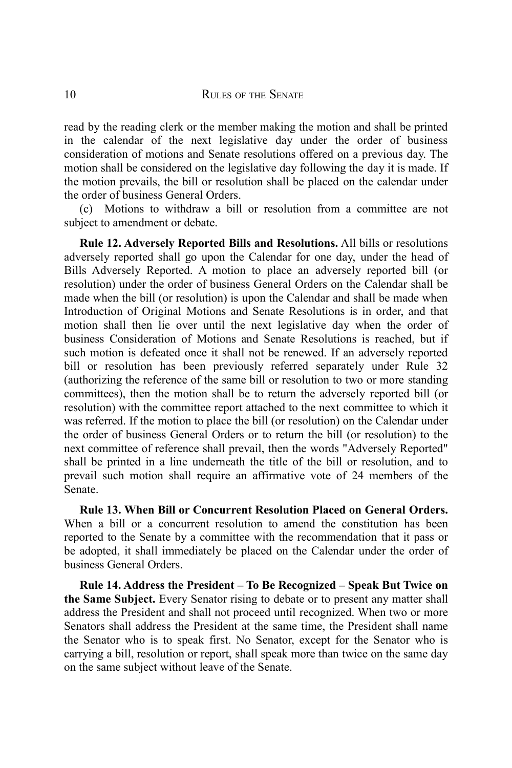read by the reading clerk or the member making the motion and shall be printed in the calendar of the next legislative day under the order of business consideration of motions and Senate resolutions offered on a previous day. The motion shall be considered on the legislative day following the day it is made. If the motion prevails, the bill or resolution shall be placed on the calendar under the order of business General Orders.

(c) Motions to withdraw a bill or resolution from a committee are not subject to amendment or debate.

**Rule 12. Adversely Reported Bills and Resolutions.** All bills or resolutions adversely reported shall go upon the Calendar for one day, under the head of Bills Adversely Reported. A motion to place an adversely reported bill (or resolution) under the order of business General Orders on the Calendar shall be made when the bill (or resolution) is upon the Calendar and shall be made when Introduction of Original Motions and Senate Resolutions is in order, and that motion shall then lie over until the next legislative day when the order of business Consideration of Motions and Senate Resolutions is reached, but if such motion is defeated once it shall not be renewed. If an adversely reported bill or resolution has been previously referred separately under Rule 32 (authorizing the reference of the same bill or resolution to two or more standing committees), then the motion shall be to return the adversely reported bill (or resolution) with the committee report attached to the next committee to which it was referred. If the motion to place the bill (or resolution) on the Calendar under the order of business General Orders or to return the bill (or resolution) to the next committee of reference shall prevail, then the words "Adversely Reported" shall be printed in a line underneath the title of the bill or resolution, and to prevail such motion shall require an affirmative vote of 24 members of the Senate.

**Rule 13. When Bill or Concurrent Resolution Placed on General Orders.** When a bill or a concurrent resolution to amend the constitution has been reported to the Senate by a committee with the recommendation that it pass or be adopted, it shall immediately be placed on the Calendar under the order of business General Orders.

**Rule 14. Address the President – To Be Recognized – Speak But Twice on the Same Subject.** Every Senator rising to debate or to present any matter shall address the President and shall not proceed until recognized. When two or more Senators shall address the President at the same time, the President shall name the Senator who is to speak first. No Senator, except for the Senator who is carrying a bill, resolution or report, shall speak more than twice on the same day on the same subject without leave of the Senate.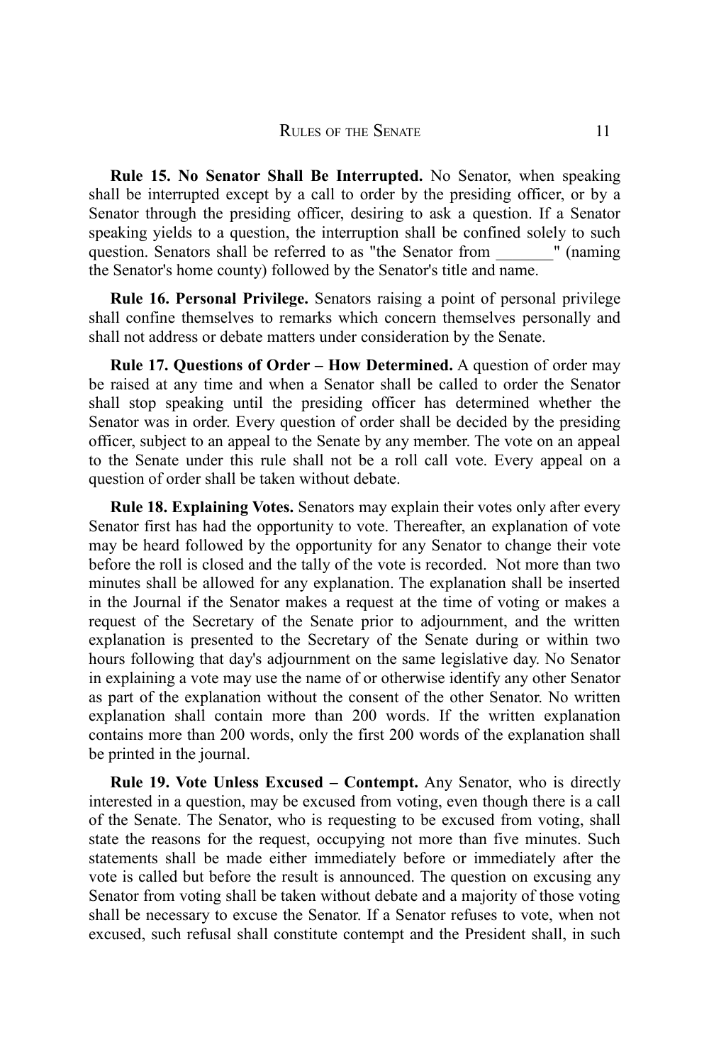**Rule 15. No Senator Shall Be Interrupted.** No Senator, when speaking shall be interrupted except by a call to order by the presiding officer, or by a Senator through the presiding officer, desiring to ask a question. If a Senator speaking yields to a question, the interruption shall be confined solely to such question. Senators shall be referred to as "the Senator from _______" (naming the Senator's home county) followed by the Senator's title and name.

**Rule 16. Personal Privilege.** Senators raising a point of personal privilege shall confine themselves to remarks which concern themselves personally and shall not address or debate matters under consideration by the Senate.

**Rule 17. Questions of Order – How Determined.** A question of order may be raised at any time and when a Senator shall be called to order the Senator shall stop speaking until the presiding officer has determined whether the Senator was in order. Every question of order shall be decided by the presiding officer, subject to an appeal to the Senate by any member. The vote on an appeal to the Senate under this rule shall not be a roll call vote. Every appeal on a question of order shall be taken without debate.

**Rule 18. Explaining Votes.** Senators may explain their votes only after every Senator first has had the opportunity to vote. Thereafter, an explanation of vote may be heard followed by the opportunity for any Senator to change their vote before the roll is closed and the tally of the vote is recorded. Not more than two minutes shall be allowed for any explanation. The explanation shall be inserted in the Journal if the Senator makes a request at the time of voting or makes a request of the Secretary of the Senate prior to adjournment, and the written explanation is presented to the Secretary of the Senate during or within two hours following that day's adjournment on the same legislative day. No Senator in explaining a vote may use the name of or otherwise identify any other Senator as part of the explanation without the consent of the other Senator. No written explanation shall contain more than 200 words. If the written explanation contains more than 200 words, only the first 200 words of the explanation shall be printed in the journal.

**Rule 19. Vote Unless Excused – Contempt.** Any Senator, who is directly interested in a question, may be excused from voting, even though there is a call of the Senate. The Senator, who is requesting to be excused from voting, shall state the reasons for the request, occupying not more than five minutes. Such statements shall be made either immediately before or immediately after the vote is called but before the result is announced. The question on excusing any Senator from voting shall be taken without debate and a majority of those voting shall be necessary to excuse the Senator. If a Senator refuses to vote, when not excused, such refusal shall constitute contempt and the President shall, in such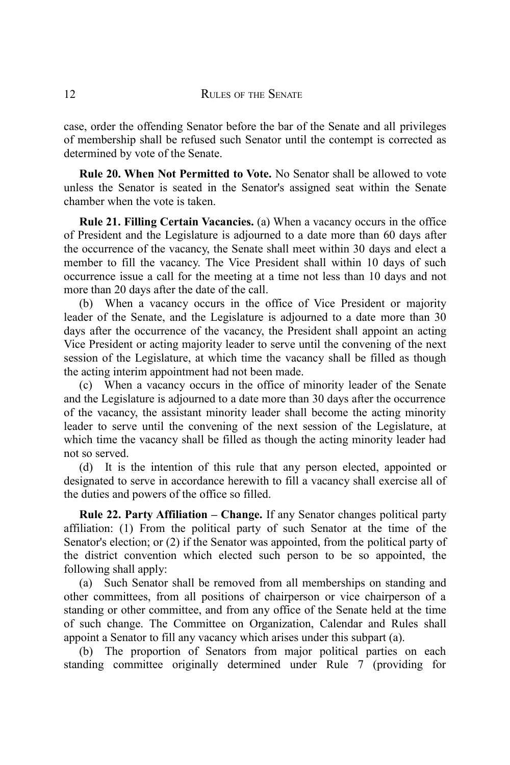case, order the offending Senator before the bar of the Senate and all privileges of membership shall be refused such Senator until the contempt is corrected as determined by vote of the Senate.

**Rule 20. When Not Permitted to Vote.** No Senator shall be allowed to vote unless the Senator is seated in the Senator's assigned seat within the Senate chamber when the vote is taken.

**Rule 21. Filling Certain Vacancies.** (a) When a vacancy occurs in the office of President and the Legislature is adjourned to a date more than 60 days after the occurrence of the vacancy, the Senate shall meet within 30 days and elect a member to fill the vacancy. The Vice President shall within 10 days of such occurrence issue a call for the meeting at a time not less than 10 days and not more than 20 days after the date of the call.

(b) When a vacancy occurs in the office of Vice President or majority leader of the Senate, and the Legislature is adjourned to a date more than 30 days after the occurrence of the vacancy, the President shall appoint an acting Vice President or acting majority leader to serve until the convening of the next session of the Legislature, at which time the vacancy shall be filled as though the acting interim appointment had not been made.

(c) When a vacancy occurs in the office of minority leader of the Senate and the Legislature is adjourned to a date more than 30 days after the occurrence of the vacancy, the assistant minority leader shall become the acting minority leader to serve until the convening of the next session of the Legislature, at which time the vacancy shall be filled as though the acting minority leader had not so served.

(d) It is the intention of this rule that any person elected, appointed or designated to serve in accordance herewith to fill a vacancy shall exercise all of the duties and powers of the office so filled.

**Rule 22. Party Affiliation – Change.** If any Senator changes political party affiliation: (1) From the political party of such Senator at the time of the Senator's election; or (2) if the Senator was appointed, from the political party of the district convention which elected such person to be so appointed, the following shall apply:

(a) Such Senator shall be removed from all memberships on standing and other committees, from all positions of chairperson or vice chairperson of a standing or other committee, and from any office of the Senate held at the time of such change. The Committee on Organization, Calendar and Rules shall appoint a Senator to fill any vacancy which arises under this subpart (a).

(b) The proportion of Senators from major political parties on each standing committee originally determined under Rule 7 (providing for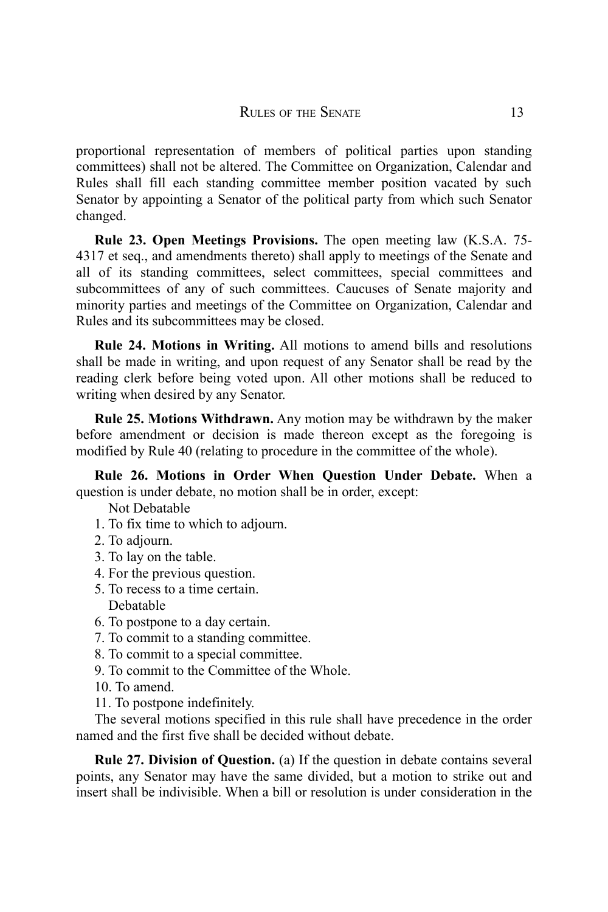proportional representation of members of political parties upon standing committees) shall not be altered. The Committee on Organization, Calendar and Rules shall fill each standing committee member position vacated by such Senator by appointing a Senator of the political party from which such Senator changed.

**Rule 23. Open Meetings Provisions.** The open meeting law (K.S.A. 75-4317 et seq., and amendments thereto) shall apply to meetings of the Senate and all of its standing committees, select committees, special committees and subcommittees of any of such committees. Caucuses of Senate majority and minority parties and meetings of the Committee on Organization, Calendar and Rules and its subcommittees may be closed.

**Rule 24. Motions in Writing.** All motions to amend bills and resolutions shall be made in writing, and upon request of any Senator shall be read by the reading clerk before being voted upon. All other motions shall be reduced to writing when desired by any Senator.

**Rule 25. Motions Withdrawn.** Any motion may be withdrawn by the maker before amendment or decision is made thereon except as the foregoing is modified by Rule 40 (relating to procedure in the committee of the whole).

**Rule 26. Motions in Order When Question Under Debate.** When a question is under debate, no motion shall be in order, except:

Not Debatable

1. To fix time to which to adjourn.
2. To adjourn.
3. To lay on the table.
4. For the previous question.
5. To recess to a time certain.

Debatable

6. To postpone to a day certain.
7. To commit to a standing committee.
8. To commit to a special committee.
9. To commit to the Committee of the Whole.
10. To amend.
11. To postpone indefinitely.

The several motions specified in this rule shall have precedence in the order named and the first five shall be decided without debate.

**Rule 27. Division of Question.** (a) If the question in debate contains several points, any Senator may have the same divided, but a motion to strike out and insert shall be indivisible. When a bill or resolution is under consideration in the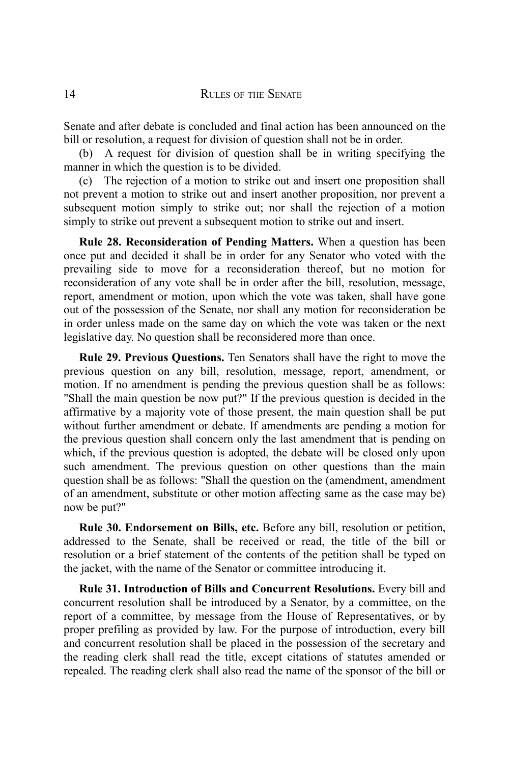Senate and after debate is concluded and final action has been announced on the bill or resolution, a request for division of question shall not be in order.

(b) A request for division of question shall be in writing specifying the manner in which the question is to be divided.

(c) The rejection of a motion to strike out and insert one proposition shall not prevent a motion to strike out and insert another proposition, nor prevent a subsequent motion simply to strike out; nor shall the rejection of a motion simply to strike out prevent a subsequent motion to strike out and insert.

**Rule 28. Reconsideration of Pending Matters.** When a question has been once put and decided it shall be in order for any Senator who voted with the prevailing side to move for a reconsideration thereof, but no motion for reconsideration of any vote shall be in order after the bill, resolution, message, report, amendment or motion, upon which the vote was taken, shall have gone out of the possession of the Senate, nor shall any motion for reconsideration be in order unless made on the same day on which the vote was taken or the next legislative day. No question shall be reconsidered more than once.

**Rule 29. Previous Questions.** Ten Senators shall have the right to move the previous question on any bill, resolution, message, report, amendment, or motion. If no amendment is pending the previous question shall be as follows: "Shall the main question be now put?" If the previous question is decided in the affirmative by a majority vote of those present, the main question shall be put without further amendment or debate. If amendments are pending a motion for the previous question shall concern only the last amendment that is pending on which, if the previous question is adopted, the debate will be closed only upon such amendment. The previous question on other questions than the main question shall be as follows: "Shall the question on the (amendment, amendment of an amendment, substitute or other motion affecting same as the case may be) now be put?"

**Rule 30. Endorsement on Bills, etc.** Before any bill, resolution or petition, addressed to the Senate, shall be received or read, the title of the bill or resolution or a brief statement of the contents of the petition shall be typed on the jacket, with the name of the Senator or committee introducing it.

**Rule 31. Introduction of Bills and Concurrent Resolutions.** Every bill and concurrent resolution shall be introduced by a Senator, by a committee, on the report of a committee, by message from the House of Representatives, or by proper prefiling as provided by law. For the purpose of introduction, every bill and concurrent resolution shall be placed in the possession of the secretary and the reading clerk shall read the title, except citations of statutes amended or repealed. The reading clerk shall also read the name of the sponsor of the bill or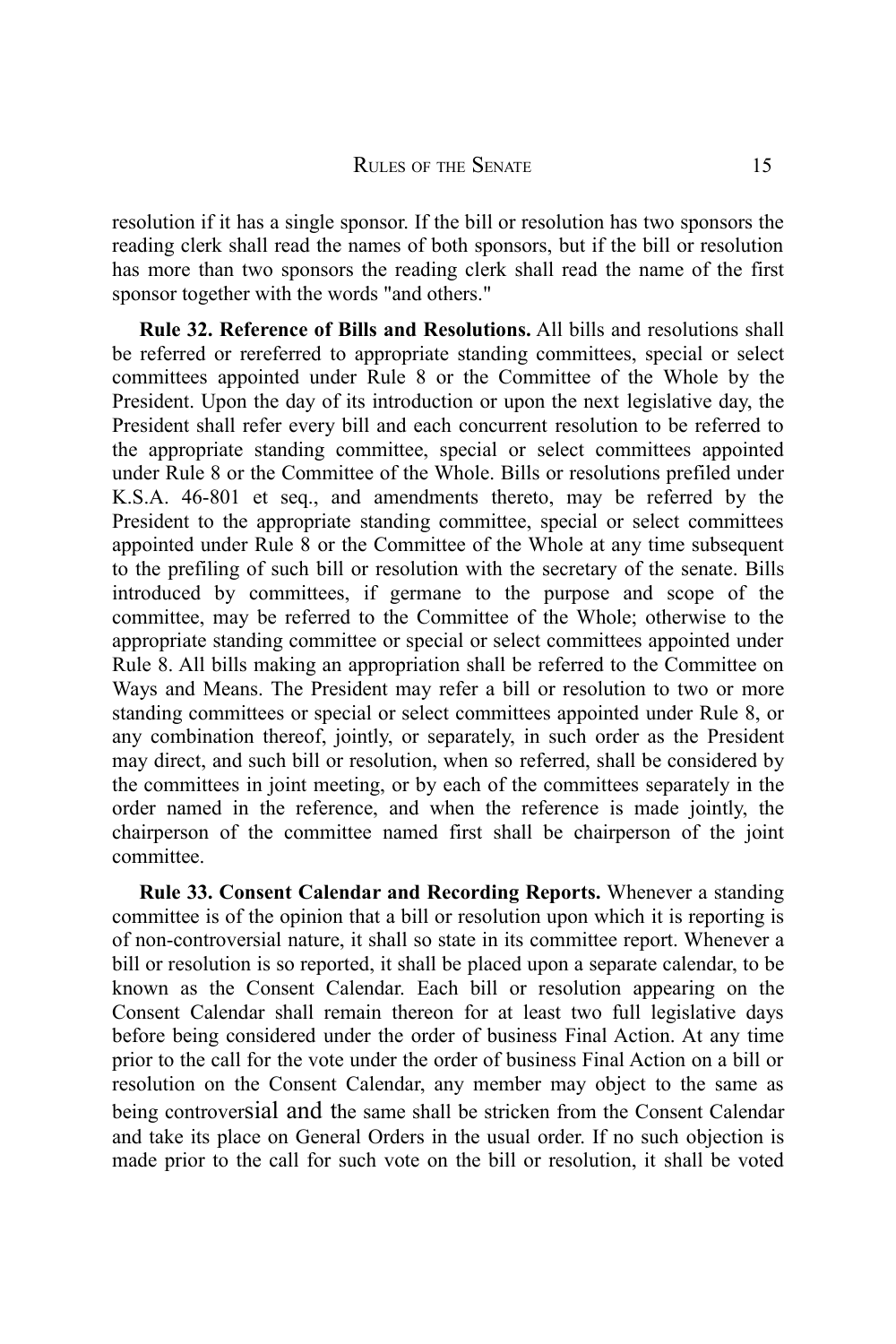resolution if it has a single sponsor. If the bill or resolution has two sponsors the reading clerk shall read the names of both sponsors, but if the bill or resolution has more than two sponsors the reading clerk shall read the name of the first sponsor together with the words "and others."

**Rule 32. Reference of Bills and Resolutions.** All bills and resolutions shall be referred or rereferred to appropriate standing committees, special or select committees appointed under Rule 8 or the Committee of the Whole by the President. Upon the day of its introduction or upon the next legislative day, the President shall refer every bill and each concurrent resolution to be referred to the appropriate standing committee, special or select committees appointed under Rule 8 or the Committee of the Whole. Bills or resolutions prefiled under K.S.A. 46-801 et seq., and amendments thereto, may be referred by the President to the appropriate standing committee, special or select committees appointed under Rule 8 or the Committee of the Whole at any time subsequent to the prefiling of such bill or resolution with the secretary of the senate. Bills introduced by committees, if germane to the purpose and scope of the committee, may be referred to the Committee of the Whole; otherwise to the appropriate standing committee or special or select committees appointed under Rule 8. All bills making an appropriation shall be referred to the Committee on Ways and Means. The President may refer a bill or resolution to two or more standing committees or special or select committees appointed under Rule 8, or any combination thereof, jointly, or separately, in such order as the President may direct, and such bill or resolution, when so referred, shall be considered by the committees in joint meeting, or by each of the committees separately in the order named in the reference, and when the reference is made jointly, the chairperson of the committee named first shall be chairperson of the joint committee.

**Rule 33. Consent Calendar and Recording Reports.** Whenever a standing committee is of the opinion that a bill or resolution upon which it is reporting is of non-controversial nature, it shall so state in its committee report. Whenever a bill or resolution is so reported, it shall be placed upon a separate calendar, to be known as the Consent Calendar. Each bill or resolution appearing on the Consent Calendar shall remain thereon for at least two full legislative days before being considered under the order of business Final Action. At any time prior to the call for the vote under the order of business Final Action on a bill or resolution on the Consent Calendar, any member may object to the same as being controversial and the same shall be stricken from the Consent Calendar and take its place on General Orders in the usual order. If no such objection is made prior to the call for such vote on the bill or resolution, it shall be voted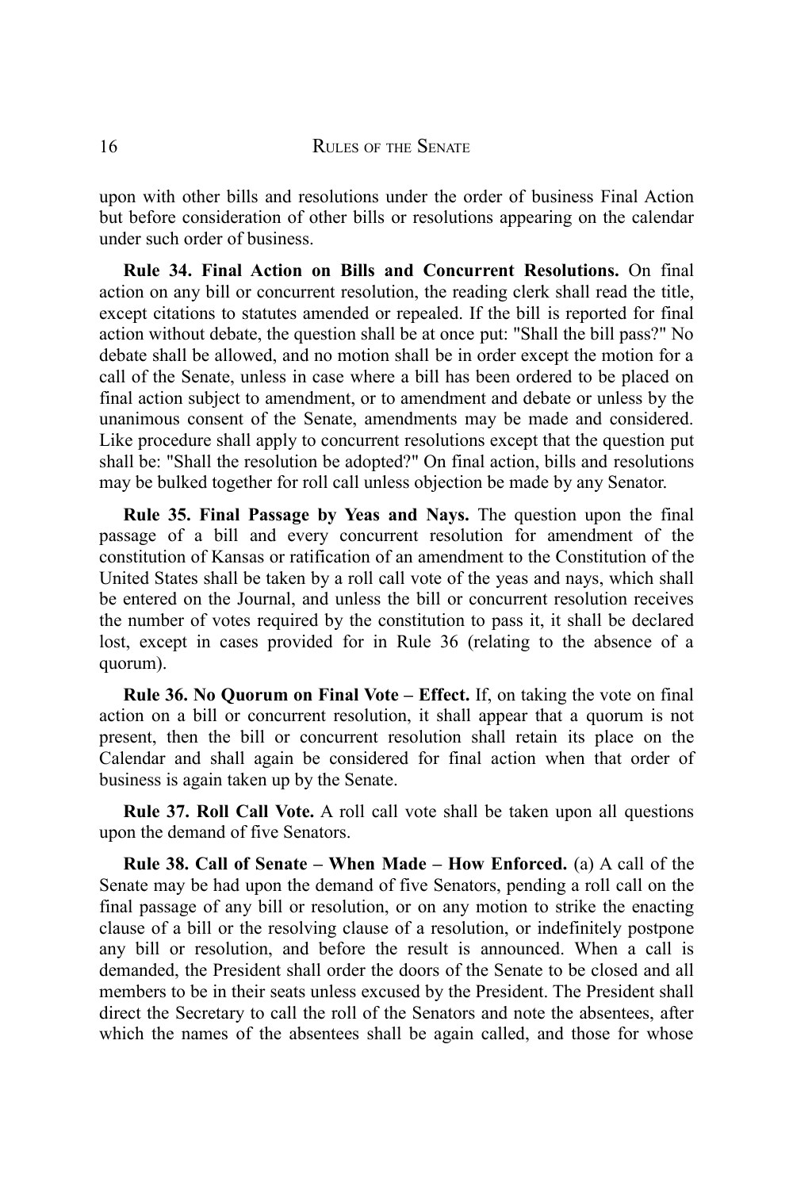upon with other bills and resolutions under the order of business Final Action but before consideration of other bills or resolutions appearing on the calendar under such order of business.

**Rule 34. Final Action on Bills and Concurrent Resolutions.** On final action on any bill or concurrent resolution, the reading clerk shall read the title, except citations to statutes amended or repealed. If the bill is reported for final action without debate, the question shall be at once put: "Shall the bill pass?" No debate shall be allowed, and no motion shall be in order except the motion for a call of the Senate, unless in case where a bill has been ordered to be placed on final action subject to amendment, or to amendment and debate or unless by the unanimous consent of the Senate, amendments may be made and considered. Like procedure shall apply to concurrent resolutions except that the question put shall be: "Shall the resolution be adopted?" On final action, bills and resolutions may be bulked together for roll call unless objection be made by any Senator.

**Rule 35. Final Passage by Yeas and Nays.** The question upon the final passage of a bill and every concurrent resolution for amendment of the constitution of Kansas or ratification of an amendment to the Constitution of the United States shall be taken by a roll call vote of the yeas and nays, which shall be entered on the Journal, and unless the bill or concurrent resolution receives the number of votes required by the constitution to pass it, it shall be declared lost, except in cases provided for in Rule 36 (relating to the absence of a quorum).

**Rule 36. No Quorum on Final Vote – Effect.** If, on taking the vote on final action on a bill or concurrent resolution, it shall appear that a quorum is not present, then the bill or concurrent resolution shall retain its place on the Calendar and shall again be considered for final action when that order of business is again taken up by the Senate.

**Rule 37. Roll Call Vote.** A roll call vote shall be taken upon all questions upon the demand of five Senators.

**Rule 38. Call of Senate – When Made – How Enforced.** (a) A call of the Senate may be had upon the demand of five Senators, pending a roll call on the final passage of any bill or resolution, or on any motion to strike the enacting clause of a bill or the resolving clause of a resolution, or indefinitely postpone any bill or resolution, and before the result is announced. When a call is demanded, the President shall order the doors of the Senate to be closed and all members to be in their seats unless excused by the President. The President shall direct the Secretary to call the roll of the Senators and note the absentees, after which the names of the absentees shall be again called, and those for whose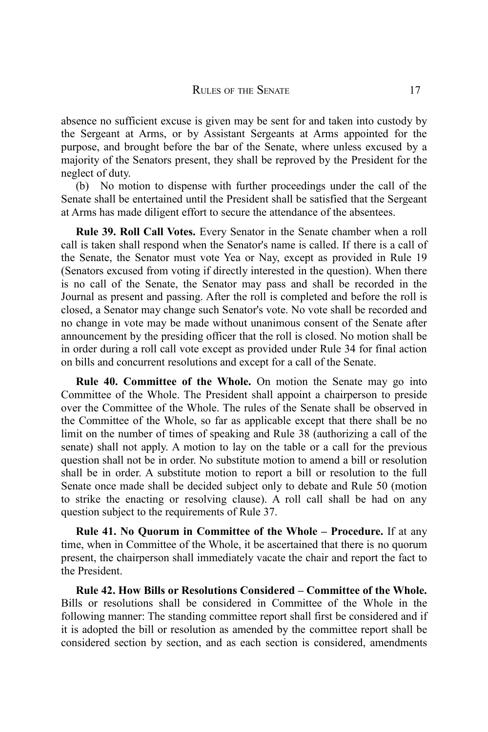absence no sufficient excuse is given may be sent for and taken into custody by the Sergeant at Arms, or by Assistant Sergeants at Arms appointed for the purpose, and brought before the bar of the Senate, where unless excused by a majority of the Senators present, they shall be reproved by the President for the neglect of duty.

(b) No motion to dispense with further proceedings under the call of the Senate shall be entertained until the President shall be satisfied that the Sergeant at Arms has made diligent effort to secure the attendance of the absentees.

**Rule 39. Roll Call Votes.** Every Senator in the Senate chamber when a roll call is taken shall respond when the Senator's name is called. If there is a call of the Senate, the Senator must vote Yea or Nay, except as provided in Rule 19 (Senators excused from voting if directly interested in the question). When there is no call of the Senate, the Senator may pass and shall be recorded in the Journal as present and passing. After the roll is completed and before the roll is closed, a Senator may change such Senator's vote. No vote shall be recorded and no change in vote may be made without unanimous consent of the Senate after announcement by the presiding officer that the roll is closed. No motion shall be in order during a roll call vote except as provided under Rule 34 for final action on bills and concurrent resolutions and except for a call of the Senate.

**Rule 40. Committee of the Whole.** On motion the Senate may go into Committee of the Whole. The President shall appoint a chairperson to preside over the Committee of the Whole. The rules of the Senate shall be observed in the Committee of the Whole, so far as applicable except that there shall be no limit on the number of times of speaking and Rule 38 (authorizing a call of the senate) shall not apply. A motion to lay on the table or a call for the previous question shall not be in order. No substitute motion to amend a bill or resolution shall be in order. A substitute motion to report a bill or resolution to the full Senate once made shall be decided subject only to debate and Rule 50 (motion to strike the enacting or resolving clause). A roll call shall be had on any question subject to the requirements of Rule 37.

**Rule 41. No Quorum in Committee of the Whole – Procedure.** If at any time, when in Committee of the Whole, it be ascertained that there is no quorum present, the chairperson shall immediately vacate the chair and report the fact to the President.

**Rule 42. How Bills or Resolutions Considered – Committee of the Whole.** Bills or resolutions shall be considered in Committee of the Whole in the following manner: The standing committee report shall first be considered and if it is adopted the bill or resolution as amended by the committee report shall be considered section by section, and as each section is considered, amendments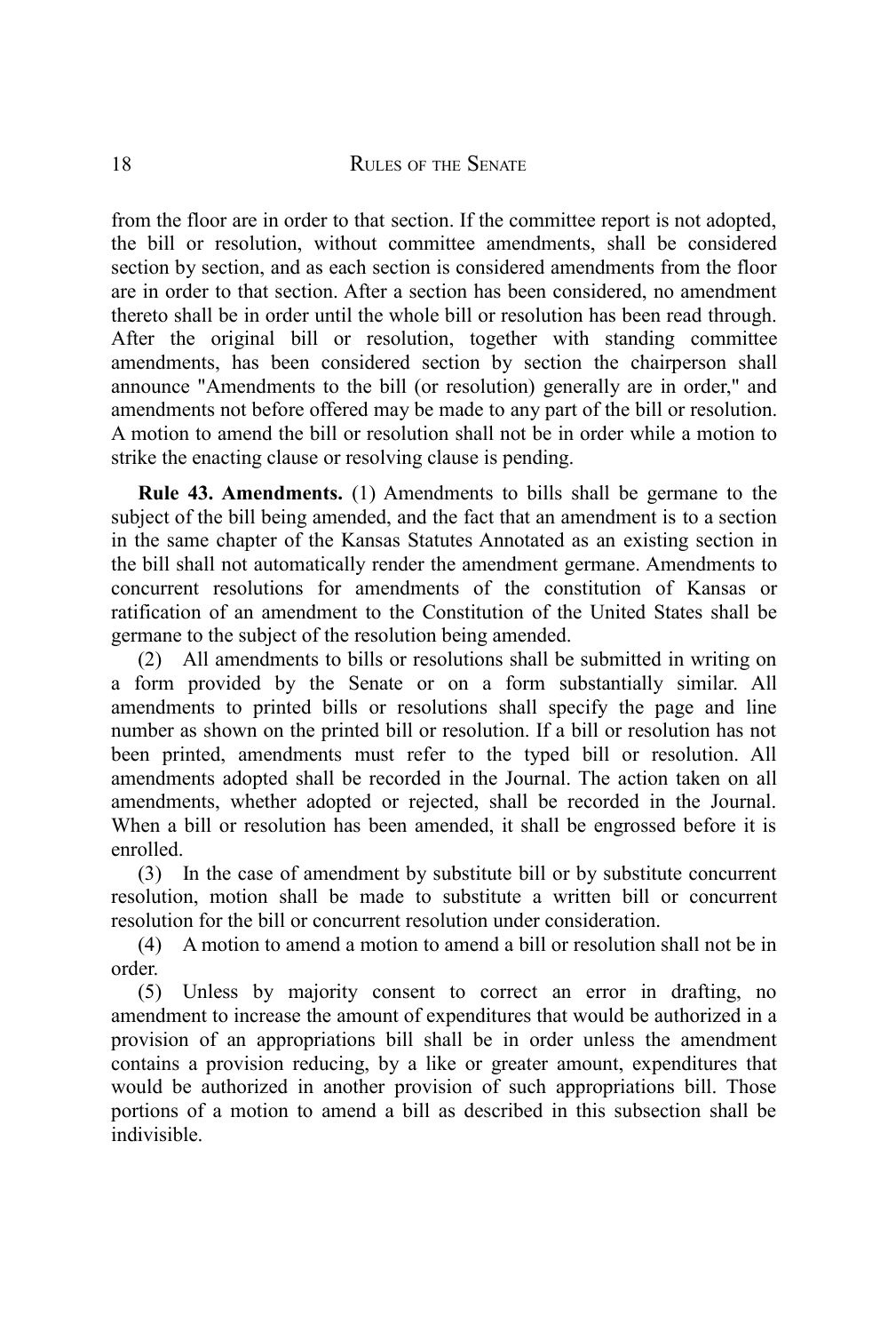from the floor are in order to that section. If the committee report is not adopted, the bill or resolution, without committee amendments, shall be considered section by section, and as each section is considered amendments from the floor are in order to that section. After a section has been considered, no amendment thereto shall be in order until the whole bill or resolution has been read through. After the original bill or resolution, together with standing committee amendments, has been considered section by section the chairperson shall announce "Amendments to the bill (or resolution) generally are in order," and amendments not before offered may be made to any part of the bill or resolution. A motion to amend the bill or resolution shall not be in order while a motion to strike the enacting clause or resolving clause is pending.

**Rule 43. Amendments.** (1) Amendments to bills shall be germane to the subject of the bill being amended, and the fact that an amendment is to a section in the same chapter of the Kansas Statutes Annotated as an existing section in the bill shall not automatically render the amendment germane. Amendments to concurrent resolutions for amendments of the constitution of Kansas or ratification of an amendment to the Constitution of the United States shall be germane to the subject of the resolution being amended.

(2) All amendments to bills or resolutions shall be submitted in writing on a form provided by the Senate or on a form substantially similar. All amendments to printed bills or resolutions shall specify the page and line number as shown on the printed bill or resolution. If a bill or resolution has not been printed, amendments must refer to the typed bill or resolution. All amendments adopted shall be recorded in the Journal. The action taken on all amendments, whether adopted or rejected, shall be recorded in the Journal. When a bill or resolution has been amended, it shall be engrossed before it is enrolled.

(3) In the case of amendment by substitute bill or by substitute concurrent resolution, motion shall be made to substitute a written bill or concurrent resolution for the bill or concurrent resolution under consideration.

(4) A motion to amend a motion to amend a bill or resolution shall not be in order.

(5) Unless by majority consent to correct an error in drafting, no amendment to increase the amount of expenditures that would be authorized in a provision of an appropriations bill shall be in order unless the amendment contains a provision reducing, by a like or greater amount, expenditures that would be authorized in another provision of such appropriations bill. Those portions of a motion to amend a bill as described in this subsection shall be indivisible.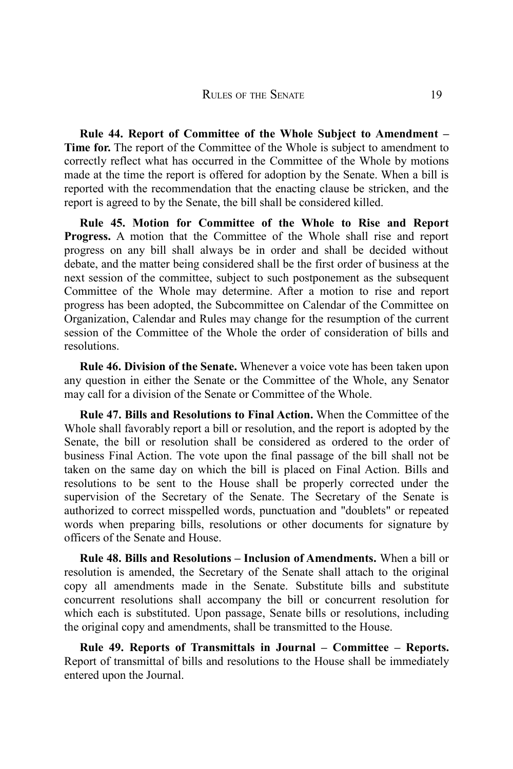**Rule 44. Report of Committee of the Whole Subject to Amendment – Time for.** The report of the Committee of the Whole is subject to amendment to correctly reflect what has occurred in the Committee of the Whole by motions made at the time the report is offered for adoption by the Senate. When a bill is reported with the recommendation that the enacting clause be stricken, and the report is agreed to by the Senate, the bill shall be considered killed.

**Rule 45. Motion for Committee of the Whole to Rise and Report Progress.** A motion that the Committee of the Whole shall rise and report progress on any bill shall always be in order and shall be decided without debate, and the matter being considered shall be the first order of business at the next session of the committee, subject to such postponement as the subsequent Committee of the Whole may determine. After a motion to rise and report progress has been adopted, the Subcommittee on Calendar of the Committee on Organization, Calendar and Rules may change for the resumption of the current session of the Committee of the Whole the order of consideration of bills and resolutions.

**Rule 46. Division of the Senate.** Whenever a voice vote has been taken upon any question in either the Senate or the Committee of the Whole, any Senator may call for a division of the Senate or Committee of the Whole.

**Rule 47. Bills and Resolutions to Final Action.** When the Committee of the Whole shall favorably report a bill or resolution, and the report is adopted by the Senate, the bill or resolution shall be considered as ordered to the order of business Final Action. The vote upon the final passage of the bill shall not be taken on the same day on which the bill is placed on Final Action. Bills and resolutions to be sent to the House shall be properly corrected under the supervision of the Secretary of the Senate. The Secretary of the Senate is authorized to correct misspelled words, punctuation and "doublets" or repeated words when preparing bills, resolutions or other documents for signature by officers of the Senate and House.

**Rule 48. Bills and Resolutions – Inclusion of Amendments.** When a bill or resolution is amended, the Secretary of the Senate shall attach to the original copy all amendments made in the Senate. Substitute bills and substitute concurrent resolutions shall accompany the bill or concurrent resolution for which each is substituted. Upon passage, Senate bills or resolutions, including the original copy and amendments, shall be transmitted to the House.

**Rule 49. Reports of Transmittals in Journal – Committee – Reports.** Report of transmittal of bills and resolutions to the House shall be immediately entered upon the Journal.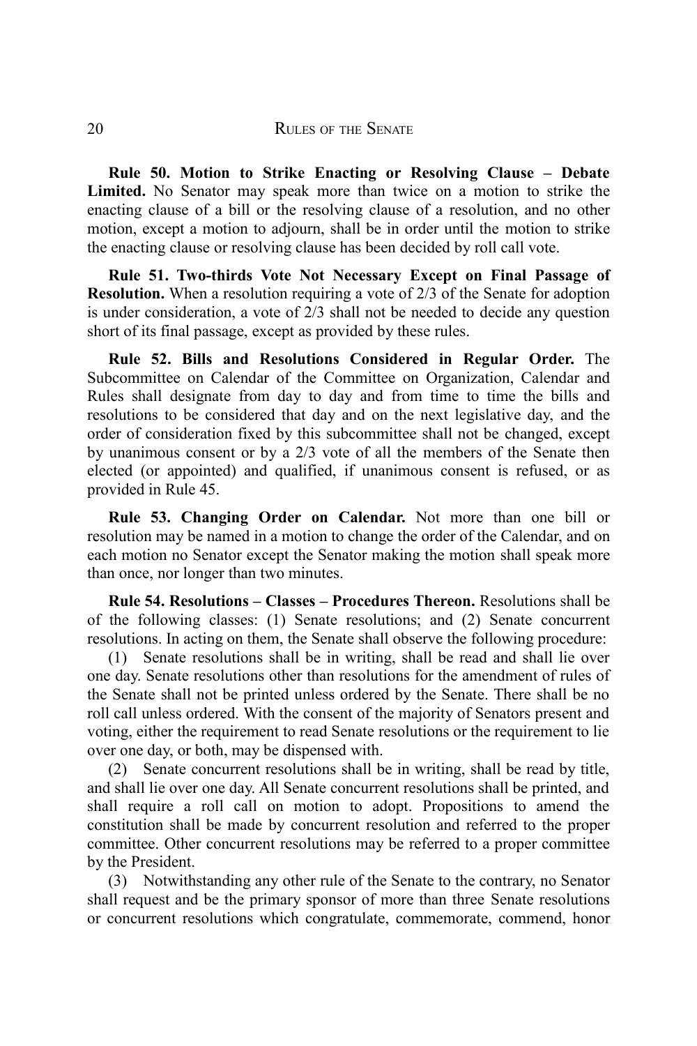**Rule 50. Motion to Strike Enacting or Resolving Clause – Debate Limited.** No Senator may speak more than twice on a motion to strike the enacting clause of a bill or the resolving clause of a resolution, and no other motion, except a motion to adjourn, shall be in order until the motion to strike the enacting clause or resolving clause has been decided by roll call vote.

**Rule 51. Two-thirds Vote Not Necessary Except on Final Passage of Resolution.** When a resolution requiring a vote of 2/3 of the Senate for adoption is under consideration, a vote of 2/3 shall not be needed to decide any question short of its final passage, except as provided by these rules.

**Rule 52. Bills and Resolutions Considered in Regular Order.** The Subcommittee on Calendar of the Committee on Organization, Calendar and Rules shall designate from day to day and from time to time the bills and resolutions to be considered that day and on the next legislative day, and the order of consideration fixed by this subcommittee shall not be changed, except by unanimous consent or by a 2/3 vote of all the members of the Senate then elected (or appointed) and qualified, if unanimous consent is refused, or as provided in Rule 45.

**Rule 53. Changing Order on Calendar.** Not more than one bill or resolution may be named in a motion to change the order of the Calendar, and on each motion no Senator except the Senator making the motion shall speak more than once, nor longer than two minutes.

**Rule 54. Resolutions – Classes – Procedures Thereon.** Resolutions shall be of the following classes: (1) Senate resolutions; and (2) Senate concurrent resolutions. In acting on them, the Senate shall observe the following procedure:

(1) Senate resolutions shall be in writing, shall be read and shall lie over one day. Senate resolutions other than resolutions for the amendment of rules of the Senate shall not be printed unless ordered by the Senate. There shall be no roll call unless ordered. With the consent of the majority of Senators present and voting, either the requirement to read Senate resolutions or the requirement to lie over one day, or both, may be dispensed with.

(2) Senate concurrent resolutions shall be in writing, shall be read by title, and shall lie over one day. All Senate concurrent resolutions shall be printed, and shall require a roll call on motion to adopt. Propositions to amend the constitution shall be made by concurrent resolution and referred to the proper committee. Other concurrent resolutions may be referred to a proper committee by the President.

(3) Notwithstanding any other rule of the Senate to the contrary, no Senator shall request and be the primary sponsor of more than three Senate resolutions or concurrent resolutions which congratulate, commemorate, commend, honor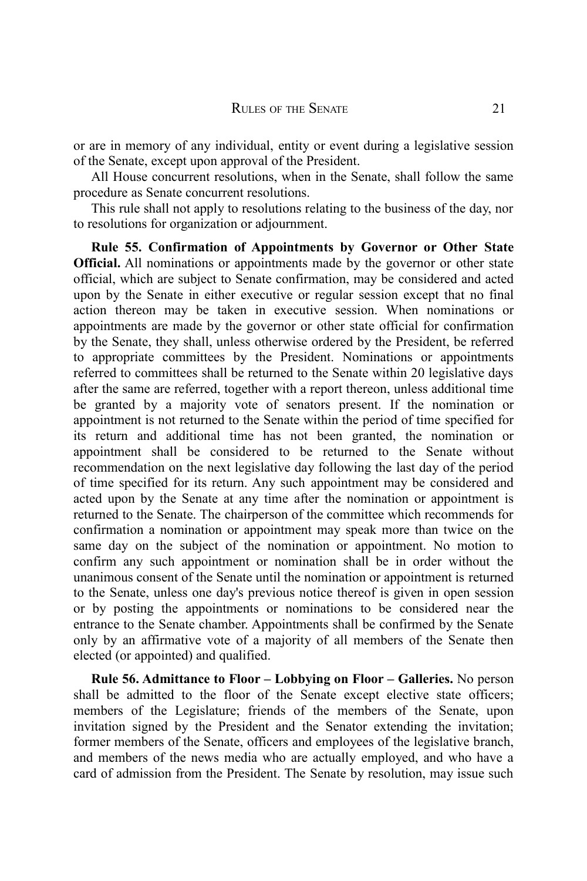or are in memory of any individual, entity or event during a legislative session of the Senate, except upon approval of the President.

All House concurrent resolutions, when in the Senate, shall follow the same procedure as Senate concurrent resolutions.

This rule shall not apply to resolutions relating to the business of the day, nor to resolutions for organization or adjournment.

**Rule 55. Confirmation of Appointments by Governor or Other State Official.** All nominations or appointments made by the governor or other state official, which are subject to Senate confirmation, may be considered and acted upon by the Senate in either executive or regular session except that no final action thereon may be taken in executive session. When nominations or appointments are made by the governor or other state official for confirmation by the Senate, they shall, unless otherwise ordered by the President, be referred to appropriate committees by the President. Nominations or appointments referred to committees shall be returned to the Senate within 20 legislative days after the same are referred, together with a report thereon, unless additional time be granted by a majority vote of senators present. If the nomination or appointment is not returned to the Senate within the period of time specified for its return and additional time has not been granted, the nomination or appointment shall be considered to be returned to the Senate without recommendation on the next legislative day following the last day of the period of time specified for its return. Any such appointment may be considered and acted upon by the Senate at any time after the nomination or appointment is returned to the Senate. The chairperson of the committee which recommends for confirmation a nomination or appointment may speak more than twice on the same day on the subject of the nomination or appointment. No motion to confirm any such appointment or nomination shall be in order without the unanimous consent of the Senate until the nomination or appointment is returned to the Senate, unless one day's previous notice thereof is given in open session or by posting the appointments or nominations to be considered near the entrance to the Senate chamber. Appointments shall be confirmed by the Senate only by an affirmative vote of a majority of all members of the Senate then elected (or appointed) and qualified.

**Rule 56. Admittance to Floor – Lobbying on Floor – Galleries.** No person shall be admitted to the floor of the Senate except elective state officers; members of the Legislature; friends of the members of the Senate, upon invitation signed by the President and the Senator extending the invitation; former members of the Senate, officers and employees of the legislative branch, and members of the news media who are actually employed, and who have a card of admission from the President. The Senate by resolution, may issue such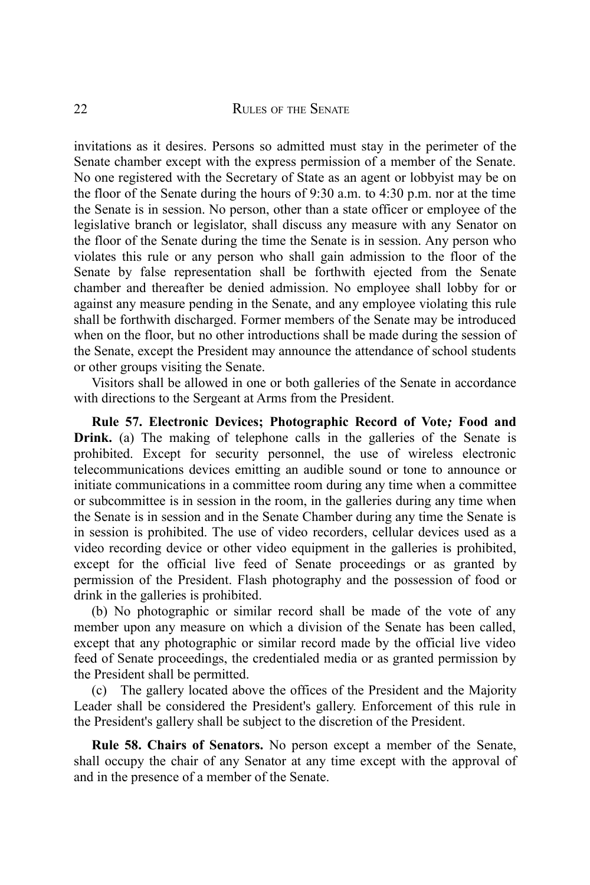invitations as it desires. Persons so admitted must stay in the perimeter of the Senate chamber except with the express permission of a member of the Senate. No one registered with the Secretary of State as an agent or lobbyist may be on the floor of the Senate during the hours of 9:30 a.m. to 4:30 p.m. nor at the time the Senate is in session. No person, other than a state officer or employee of the legislative branch or legislator, shall discuss any measure with any Senator on the floor of the Senate during the time the Senate is in session. Any person who violates this rule or any person who shall gain admission to the floor of the Senate by false representation shall be forthwith ejected from the Senate chamber and thereafter be denied admission. No employee shall lobby for or against any measure pending in the Senate, and any employee violating this rule shall be forthwith discharged. Former members of the Senate may be introduced when on the floor, but no other introductions shall be made during the session of the Senate, except the President may announce the attendance of school students or other groups visiting the Senate.

Visitors shall be allowed in one or both galleries of the Senate in accordance with directions to the Sergeant at Arms from the President.

**Rule 57. Electronic Devices; Photographic Record of Vote*;* Food and Drink.** (a) The making of telephone calls in the galleries of the Senate is prohibited. Except for security personnel, the use of wireless electronic telecommunications devices emitting an audible sound or tone to announce or initiate communications in a committee room during any time when a committee or subcommittee is in session in the room, in the galleries during any time when the Senate is in session and in the Senate Chamber during any time the Senate is in session is prohibited. The use of video recorders, cellular devices used as a video recording device or other video equipment in the galleries is prohibited, except for the official live feed of Senate proceedings or as granted by permission of the President. Flash photography and the possession of food or drink in the galleries is prohibited.

(b) No photographic or similar record shall be made of the vote of any member upon any measure on which a division of the Senate has been called, except that any photographic or similar record made by the official live video feed of Senate proceedings, the credentialed media or as granted permission by the President shall be permitted.

(c) The gallery located above the offices of the President and the Majority Leader shall be considered the President's gallery. Enforcement of this rule in the President's gallery shall be subject to the discretion of the President.

**Rule 58. Chairs of Senators.** No person except a member of the Senate, shall occupy the chair of any Senator at any time except with the approval of and in the presence of a member of the Senate.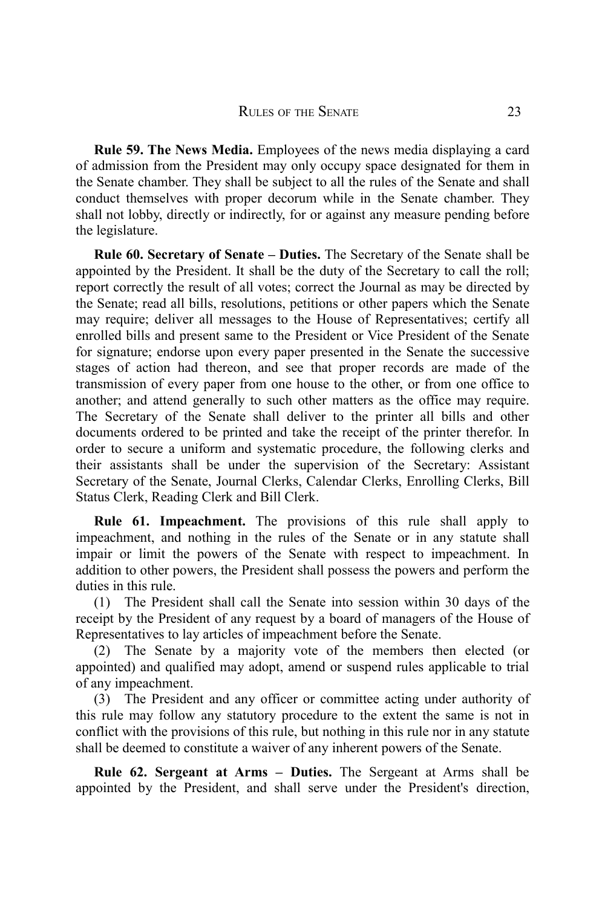**Rule 59. The News Media.** Employees of the news media displaying a card of admission from the President may only occupy space designated for them in the Senate chamber. They shall be subject to all the rules of the Senate and shall conduct themselves with proper decorum while in the Senate chamber. They shall not lobby, directly or indirectly, for or against any measure pending before the legislature.

**Rule 60. Secretary of Senate – Duties.** The Secretary of the Senate shall be appointed by the President. It shall be the duty of the Secretary to call the roll; report correctly the result of all votes; correct the Journal as may be directed by the Senate; read all bills, resolutions, petitions or other papers which the Senate may require; deliver all messages to the House of Representatives; certify all enrolled bills and present same to the President or Vice President of the Senate for signature; endorse upon every paper presented in the Senate the successive stages of action had thereon, and see that proper records are made of the transmission of every paper from one house to the other, or from one office to another; and attend generally to such other matters as the office may require. The Secretary of the Senate shall deliver to the printer all bills and other documents ordered to be printed and take the receipt of the printer therefor. In order to secure a uniform and systematic procedure, the following clerks and their assistants shall be under the supervision of the Secretary: Assistant Secretary of the Senate, Journal Clerks, Calendar Clerks, Enrolling Clerks, Bill Status Clerk, Reading Clerk and Bill Clerk.

**Rule 61. Impeachment.** The provisions of this rule shall apply to impeachment, and nothing in the rules of the Senate or in any statute shall impair or limit the powers of the Senate with respect to impeachment. In addition to other powers, the President shall possess the powers and perform the duties in this rule.

(1) The President shall call the Senate into session within 30 days of the receipt by the President of any request by a board of managers of the House of Representatives to lay articles of impeachment before the Senate.

(2) The Senate by a majority vote of the members then elected (or appointed) and qualified may adopt, amend or suspend rules applicable to trial of any impeachment.

(3) The President and any officer or committee acting under authority of this rule may follow any statutory procedure to the extent the same is not in conflict with the provisions of this rule, but nothing in this rule nor in any statute shall be deemed to constitute a waiver of any inherent powers of the Senate.

**Rule 62. Sergeant at Arms – Duties.** The Sergeant at Arms shall be appointed by the President, and shall serve under the President's direction,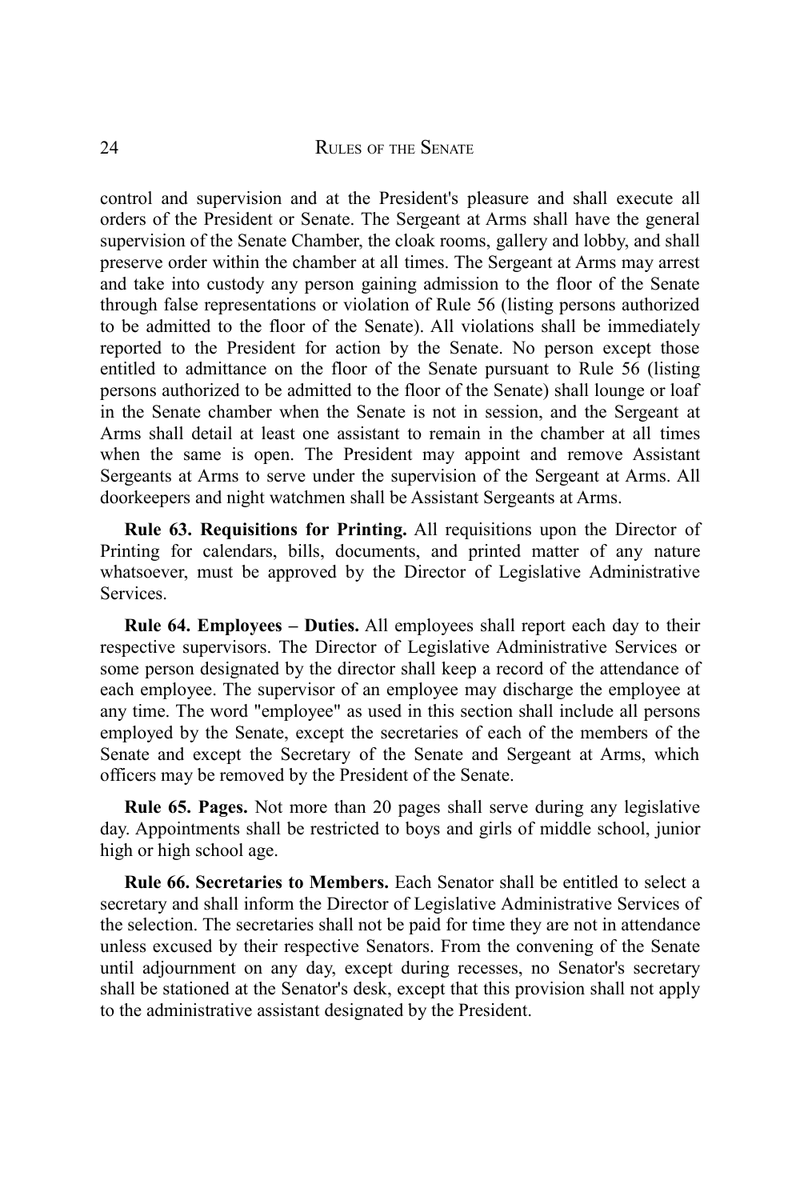control and supervision and at the President's pleasure and shall execute all orders of the President or Senate. The Sergeant at Arms shall have the general supervision of the Senate Chamber, the cloak rooms, gallery and lobby, and shall preserve order within the chamber at all times. The Sergeant at Arms may arrest and take into custody any person gaining admission to the floor of the Senate through false representations or violation of Rule 56 (listing persons authorized to be admitted to the floor of the Senate). All violations shall be immediately reported to the President for action by the Senate. No person except those entitled to admittance on the floor of the Senate pursuant to Rule 56 (listing persons authorized to be admitted to the floor of the Senate) shall lounge or loaf in the Senate chamber when the Senate is not in session, and the Sergeant at Arms shall detail at least one assistant to remain in the chamber at all times when the same is open. The President may appoint and remove Assistant Sergeants at Arms to serve under the supervision of the Sergeant at Arms. All doorkeepers and night watchmen shall be Assistant Sergeants at Arms.

**Rule 63. Requisitions for Printing.** All requisitions upon the Director of Printing for calendars, bills, documents, and printed matter of any nature whatsoever, must be approved by the Director of Legislative Administrative Services.

**Rule 64. Employees – Duties.** All employees shall report each day to their respective supervisors. The Director of Legislative Administrative Services or some person designated by the director shall keep a record of the attendance of each employee. The supervisor of an employee may discharge the employee at any time. The word "employee" as used in this section shall include all persons employed by the Senate, except the secretaries of each of the members of the Senate and except the Secretary of the Senate and Sergeant at Arms, which officers may be removed by the President of the Senate.

**Rule 65. Pages.** Not more than 20 pages shall serve during any legislative day. Appointments shall be restricted to boys and girls of middle school, junior high or high school age.

**Rule 66. Secretaries to Members.** Each Senator shall be entitled to select a secretary and shall inform the Director of Legislative Administrative Services of the selection. The secretaries shall not be paid for time they are not in attendance unless excused by their respective Senators. From the convening of the Senate until adjournment on any day, except during recesses, no Senator's secretary shall be stationed at the Senator's desk, except that this provision shall not apply to the administrative assistant designated by the President.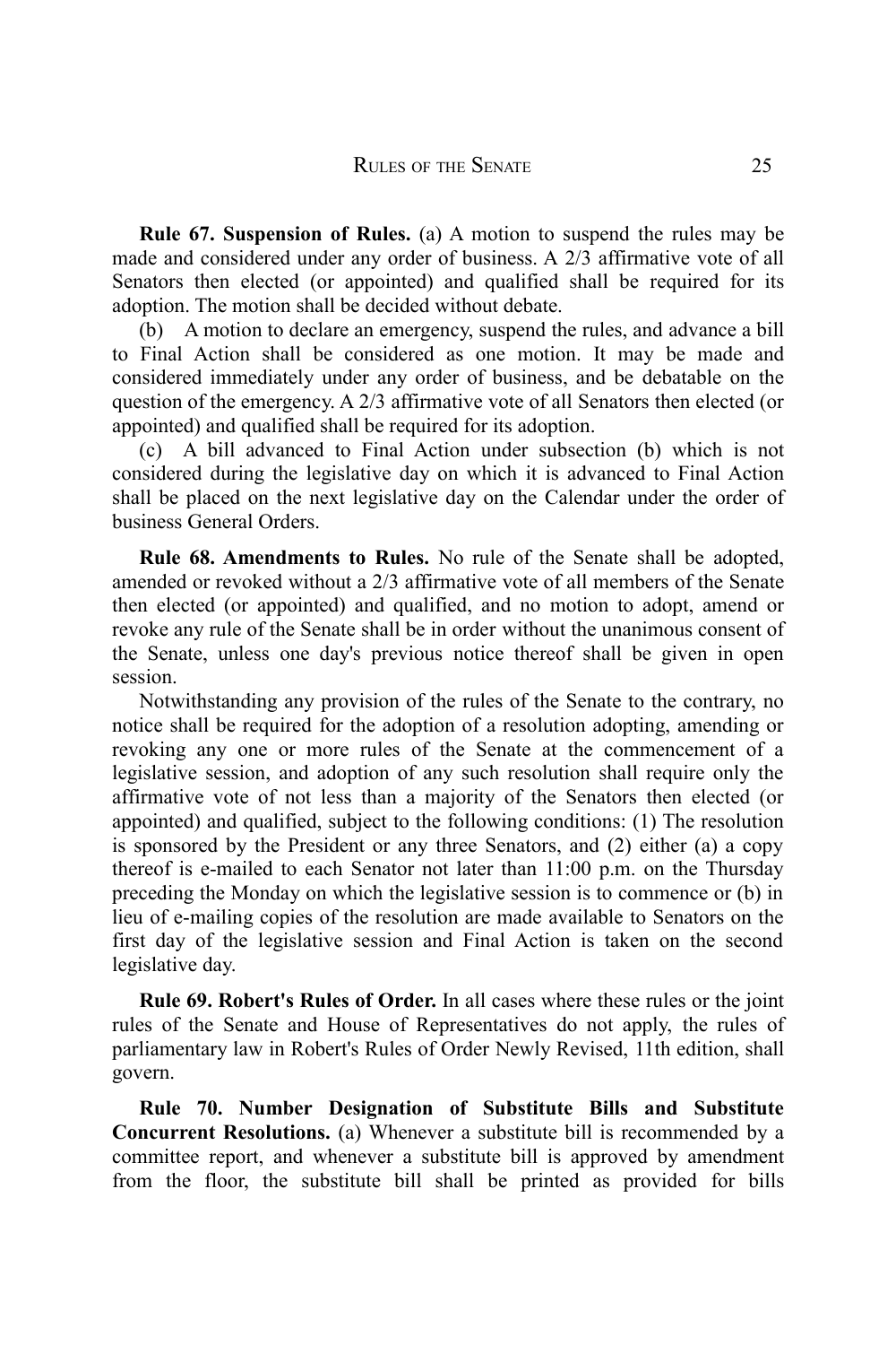**Rule 67. Suspension of Rules.** (a) A motion to suspend the rules may be made and considered under any order of business. A 2/3 affirmative vote of all Senators then elected (or appointed) and qualified shall be required for its adoption. The motion shall be decided without debate.

(b) A motion to declare an emergency, suspend the rules, and advance a bill to Final Action shall be considered as one motion. It may be made and considered immediately under any order of business, and be debatable on the question of the emergency. A 2/3 affirmative vote of all Senators then elected (or appointed) and qualified shall be required for its adoption.

(c) A bill advanced to Final Action under subsection (b) which is not considered during the legislative day on which it is advanced to Final Action shall be placed on the next legislative day on the Calendar under the order of business General Orders.

**Rule 68. Amendments to Rules.** No rule of the Senate shall be adopted, amended or revoked without a 2/3 affirmative vote of all members of the Senate then elected (or appointed) and qualified, and no motion to adopt, amend or revoke any rule of the Senate shall be in order without the unanimous consent of the Senate, unless one day's previous notice thereof shall be given in open session.

Notwithstanding any provision of the rules of the Senate to the contrary, no notice shall be required for the adoption of a resolution adopting, amending or revoking any one or more rules of the Senate at the commencement of a legislative session, and adoption of any such resolution shall require only the affirmative vote of not less than a majority of the Senators then elected (or appointed) and qualified, subject to the following conditions: (1) The resolution is sponsored by the President or any three Senators, and (2) either (a) a copy thereof is e-mailed to each Senator not later than 11:00 p.m. on the Thursday preceding the Monday on which the legislative session is to commence or (b) in lieu of e-mailing copies of the resolution are made available to Senators on the first day of the legislative session and Final Action is taken on the second legislative day.

**Rule 69. Robert's Rules of Order.** In all cases where these rules or the joint rules of the Senate and House of Representatives do not apply, the rules of parliamentary law in Robert's Rules of Order Newly Revised, 11th edition, shall govern.

**Rule 70. Number Designation of Substitute Bills and Substitute Concurrent Resolutions.** (a) Whenever a substitute bill is recommended by a committee report, and whenever a substitute bill is approved by amendment from the floor, the substitute bill shall be printed as provided for bills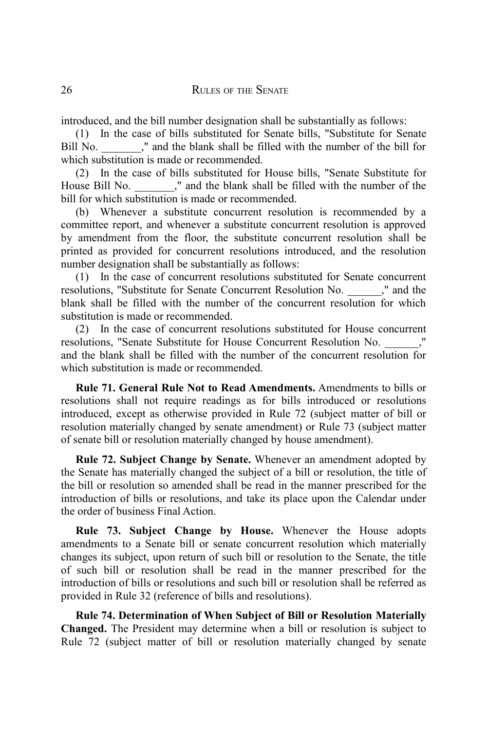introduced, and the bill number designation shall be substantially as follows:

(1) In the case of bills substituted for Senate bills, "Substitute for Senate Bill No. _______," and the blank shall be filled with the number of the bill for which substitution is made or recommended.

(2) In the case of bills substituted for House bills, "Senate Substitute for House Bill No. _______," and the blank shall be filled with the number of the bill for which substitution is made or recommended.

(b) Whenever a substitute concurrent resolution is recommended by a committee report, and whenever a substitute concurrent resolution is approved by amendment from the floor, the substitute concurrent resolution shall be printed as provided for concurrent resolutions introduced, and the resolution number designation shall be substantially as follows:

(1) In the case of concurrent resolutions substituted for Senate concurrent resolutions, "Substitute for Senate Concurrent Resolution No. ______," and the blank shall be filled with the number of the concurrent resolution for which substitution is made or recommended.

(2) In the case of concurrent resolutions substituted for House concurrent resolutions, "Senate Substitute for House Concurrent Resolution No. ______," and the blank shall be filled with the number of the concurrent resolution for which substitution is made or recommended.

**Rule 71. General Rule Not to Read Amendments.** Amendments to bills or resolutions shall not require readings as for bills introduced or resolutions introduced, except as otherwise provided in Rule 72 (subject matter of bill or resolution materially changed by senate amendment) or Rule 73 (subject matter of senate bill or resolution materially changed by house amendment).

**Rule 72. Subject Change by Senate.** Whenever an amendment adopted by the Senate has materially changed the subject of a bill or resolution, the title of the bill or resolution so amended shall be read in the manner prescribed for the introduction of bills or resolutions, and take its place upon the Calendar under the order of business Final Action.

**Rule 73. Subject Change by House.** Whenever the House adopts amendments to a Senate bill or senate concurrent resolution which materially changes its subject, upon return of such bill or resolution to the Senate, the title of such bill or resolution shall be read in the manner prescribed for the introduction of bills or resolutions and such bill or resolution shall be referred as provided in Rule 32 (reference of bills and resolutions).

**Rule 74. Determination of When Subject of Bill or Resolution Materially Changed.** The President may determine when a bill or resolution is subject to Rule 72 (subject matter of bill or resolution materially changed by senate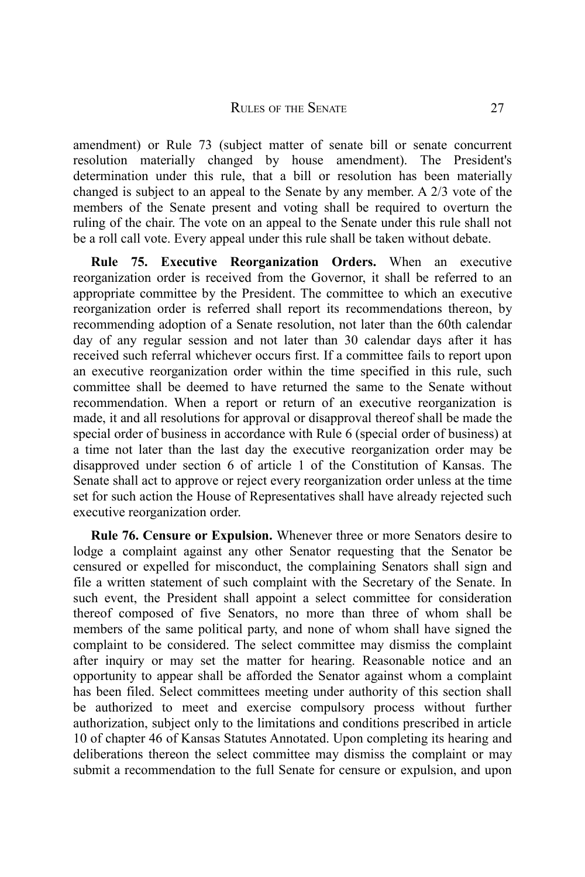amendment) or Rule 73 (subject matter of senate bill or senate concurrent resolution materially changed by house amendment). The President's determination under this rule, that a bill or resolution has been materially changed is subject to an appeal to the Senate by any member. A 2/3 vote of the members of the Senate present and voting shall be required to overturn the ruling of the chair. The vote on an appeal to the Senate under this rule shall not be a roll call vote. Every appeal under this rule shall be taken without debate.

**Rule 75. Executive Reorganization Orders.** When an executive reorganization order is received from the Governor, it shall be referred to an appropriate committee by the President. The committee to which an executive reorganization order is referred shall report its recommendations thereon, by recommending adoption of a Senate resolution, not later than the 60th calendar day of any regular session and not later than 30 calendar days after it has received such referral whichever occurs first. If a committee fails to report upon an executive reorganization order within the time specified in this rule, such committee shall be deemed to have returned the same to the Senate without recommendation. When a report or return of an executive reorganization is made, it and all resolutions for approval or disapproval thereof shall be made the special order of business in accordance with Rule 6 (special order of business) at a time not later than the last day the executive reorganization order may be disapproved under section 6 of article 1 of the Constitution of Kansas. The Senate shall act to approve or reject every reorganization order unless at the time set for such action the House of Representatives shall have already rejected such executive reorganization order.

**Rule 76. Censure or Expulsion.** Whenever three or more Senators desire to lodge a complaint against any other Senator requesting that the Senator be censured or expelled for misconduct, the complaining Senators shall sign and file a written statement of such complaint with the Secretary of the Senate. In such event, the President shall appoint a select committee for consideration thereof composed of five Senators, no more than three of whom shall be members of the same political party, and none of whom shall have signed the complaint to be considered. The select committee may dismiss the complaint after inquiry or may set the matter for hearing. Reasonable notice and an opportunity to appear shall be afforded the Senator against whom a complaint has been filed. Select committees meeting under authority of this section shall be authorized to meet and exercise compulsory process without further authorization, subject only to the limitations and conditions prescribed in article 10 of chapter 46 of Kansas Statutes Annotated. Upon completing its hearing and deliberations thereon the select committee may dismiss the complaint or may submit a recommendation to the full Senate for censure or expulsion, and upon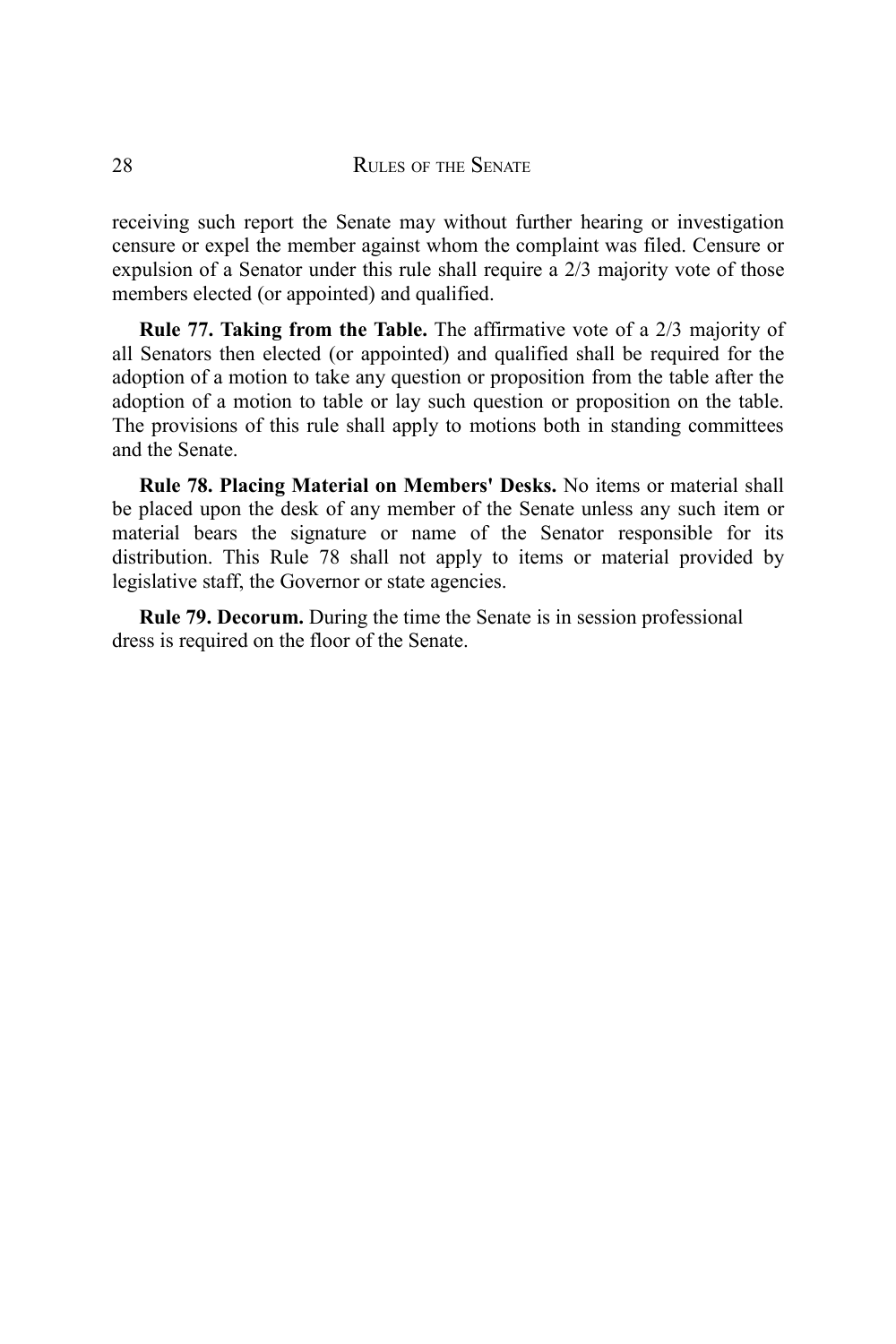receiving such report the Senate may without further hearing or investigation censure or expel the member against whom the complaint was filed. Censure or expulsion of a Senator under this rule shall require a 2/3 majority vote of those members elected (or appointed) and qualified.

**Rule 77. Taking from the Table.** The affirmative vote of a 2/3 majority of all Senators then elected (or appointed) and qualified shall be required for the adoption of a motion to take any question or proposition from the table after the adoption of a motion to table or lay such question or proposition on the table. The provisions of this rule shall apply to motions both in standing committees and the Senate.

**Rule 78. Placing Material on Members' Desks.** No items or material shall be placed upon the desk of any member of the Senate unless any such item or material bears the signature or name of the Senator responsible for its distribution. This Rule 78 shall not apply to items or material provided by legislative staff, the Governor or state agencies.

**Rule 79. Decorum.** During the time the Senate is in session professional dress is required on the floor of the Senate.